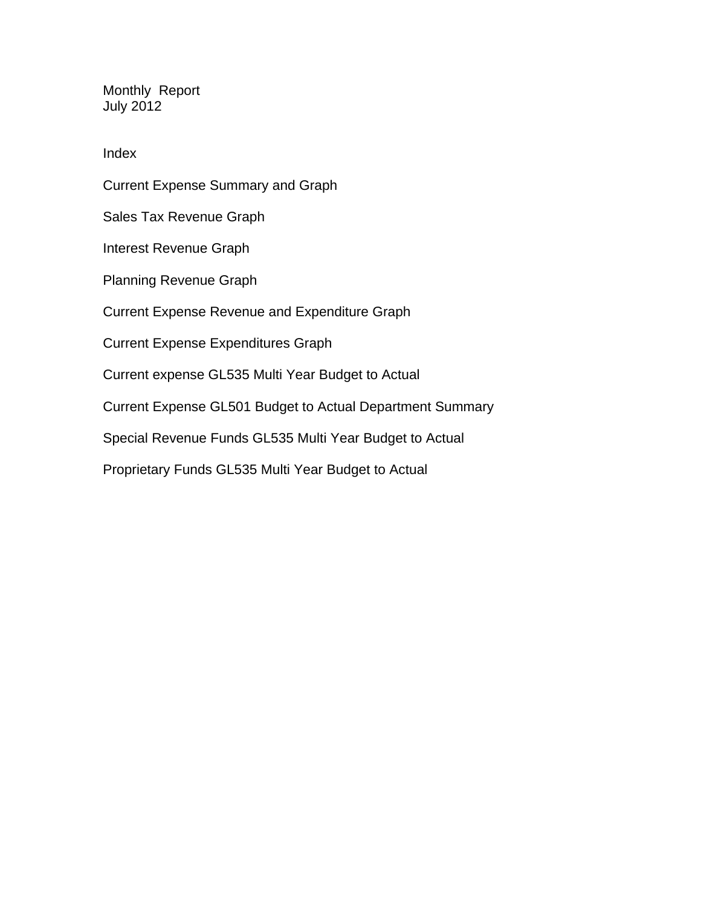# Monthly Report
## July 2012

### Index

Current Expense Summary and Graph

Sales Tax Revenue Graph

Interest Revenue Graph

Planning Revenue Graph

Current Expense Revenue and Expenditure Graph

Current Expense Expenditures Graph

Current expense GL535 Multi Year Budget to Actual

Current Expense GL501 Budget to Actual Department Summary

Special Revenue Funds GL535 Multi Year Budget to Actual

Proprietary Funds GL535 Multi Year Budget to Actual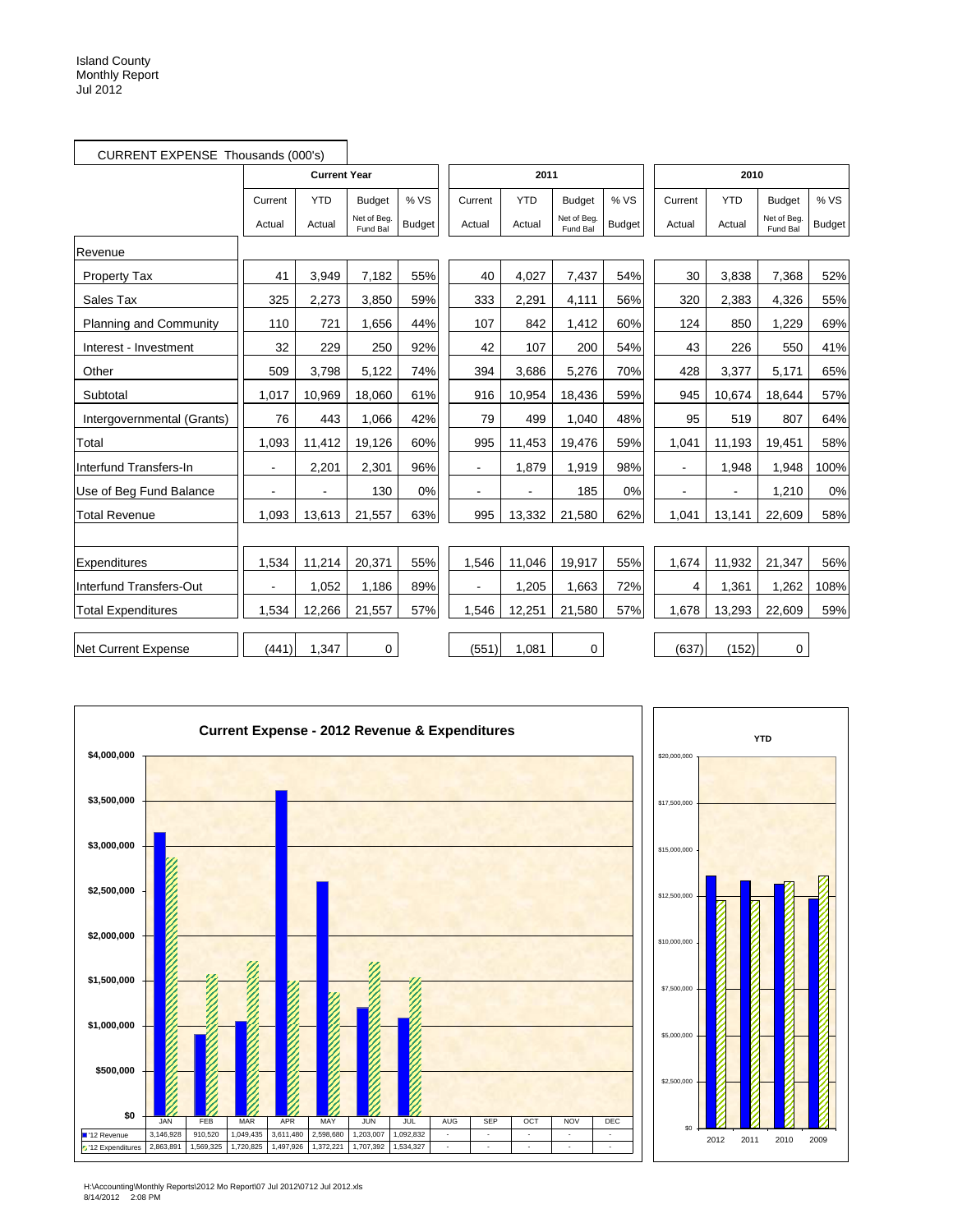Island County
Monthly Report
Jul 2012

CURRENT EXPENSE Thousands (000's)

| | Current Year | | | | 2011 | | | | 2010 | | | |
|---|---|---|---|---|---|---|---|---|---|---|---|---|
| | Current Actual | YTD Actual | Budget Net of Beg. Fund Bal | % VS Budget | Current Actual | YTD Actual | Budget Net of Beg. Fund Bal | % VS Budget | Current Actual | YTD Actual | Budget Net of Beg. Fund Bal | % VS Budget |
| **Revenue** | | | | | | | | | | | | |
| Property Tax | 41 | 3,949 | 7,182 | 55% | 40 | 4,027 | 7,437 | 54% | 30 | 3,838 | 7,368 | 52% |
| Sales Tax | 325 | 2,273 | 3,850 | 59% | 333 | 2,291 | 4,111 | 56% | 320 | 2,383 | 4,326 | 55% |
| Planning and Community | 110 | 721 | 1,656 | 44% | 107 | 842 | 1,412 | 60% | 124 | 850 | 1,229 | 69% |
| Interest - Investment | 32 | 229 | 250 | 92% | 42 | 107 | 200 | 54% | 43 | 226 | 550 | 41% |
| Other | 509 | 3,798 | 5,122 | 74% | 394 | 3,686 | 5,276 | 70% | 428 | 3,377 | 5,171 | 65% |
| Subtotal | 1,017 | 10,969 | 18,060 | 61% | 916 | 10,954 | 18,436 | 59% | 945 | 10,674 | 18,644 | 57% |
| Intergovernmental (Grants) | 76 | 443 | 1,066 | 42% | 79 | 499 | 1,040 | 48% | 95 | 519 | 807 | 64% |
| Total | 1,093 | 11,412 | 19,126 | 60% | 995 | 11,453 | 19,476 | 59% | 1,041 | 11,193 | 19,451 | 58% |
| Interfund Transfers-In | - | 2,201 | 2,301 | 96% | - | 1,879 | 1,919 | 98% | - | 1,948 | 1,948 | 100% |
| Use of Beg Fund Balance | - | - | 130 | 0% | - | - | 185 | 0% | - | - | 1,210 | 0% |
| Total Revenue | 1,093 | 13,613 | 21,557 | 63% | 995 | 13,332 | 21,580 | 62% | 1,041 | 13,141 | 22,609 | 58% |
| Expenditures | 1,534 | 11,214 | 20,371 | 55% | 1,546 | 11,046 | 19,917 | 55% | 1,674 | 11,932 | 21,347 | 56% |
| Interfund Transfers-Out | - | 1,052 | 1,186 | 89% | - | 1,205 | 1,663 | 72% | 4 | 1,361 | 1,262 | 108% |
| Total Expenditures | 1,534 | 12,266 | 21,557 | 57% | 1,546 | 12,251 | 21,580 | 57% | 1,678 | 13,293 | 22,609 | 59% |
| Net Current Expense | (441) | 1,347 | 0 | | (551) | 1,081 | 0 | | (637) | (152) | 0 | |

**Current Expense - 2012 Revenue & Expenditures**

| | JAN | FEB | MAR | APR | MAY | JUN | JUL | AUG | SEP | OCT | NOV | DEC |
|---|---|---|---|---|---|---|---|---|---|---|---|---|
| '12 Revenue | 3,146,928 | 910,520 | 1,049,435 | 3,611,480 | 2,598,680 | 1,203,007 | 1,092,832 | - | - | - | - | - |
| '12 Expenditures | 2,863,891 | 1,569,325 | 1,720,825 | 1,497,926 | 1,372,221 | 1,707,392 | 1,534,327 | - | - | - | - | - |

**YTD**

H:\Accounting\Monthly Reports\2012 Mo Report\07 Jul 2012\0712 Jul 2012.xls
8/14/2012 2:08 PM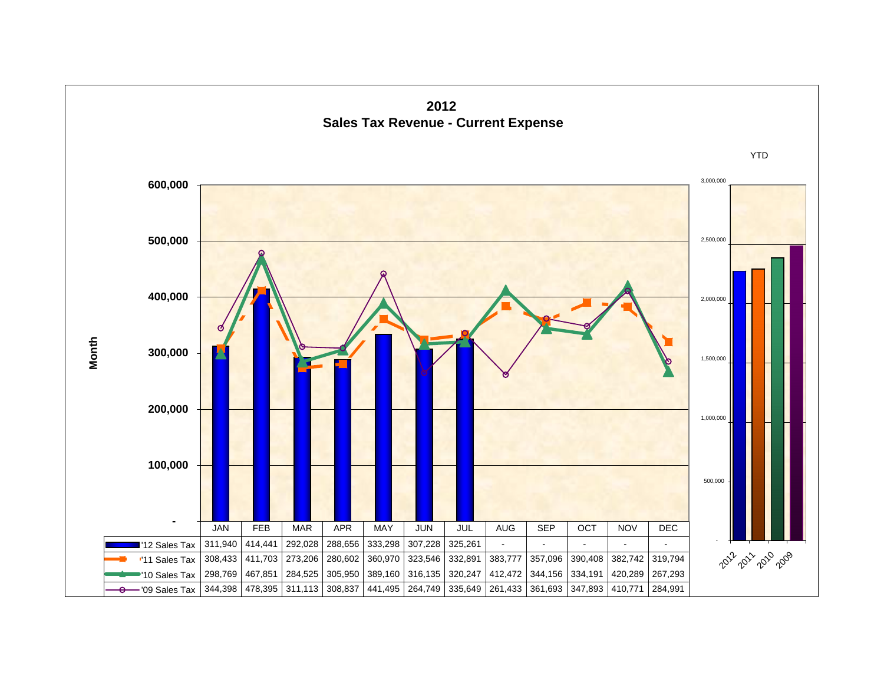# 2012
## Sales Tax Revenue - Current Expense

| | JAN | FEB | MAR | APR | MAY | JUN | JUL | AUG | SEP | OCT | NOV | DEC |
|---|---|---|---|---|---|---|---|---|---|---|---|---|
| '12 Sales Tax | 311,940 | 414,441 | 292,028 | 288,656 | 333,298 | 307,228 | 325,261 | - | - | - | - | - |
| '11 Sales Tax | 308,433 | 411,703 | 273,206 | 280,602 | 360,970 | 323,546 | 332,891 | 383,777 | 357,096 | 390,408 | 382,742 | 319,794 |
| '10 Sales Tax | 298,769 | 467,851 | 284,525 | 305,950 | 389,160 | 316,135 | 320,247 | 412,472 | 344,156 | 334,191 | 420,289 | 267,293 |
| '09 Sales Tax | 344,398 | 478,395 | 311,113 | 308,837 | 441,495 | 264,749 | 335,649 | 261,433 | 361,693 | 347,893 | 410,771 | 284,991 |

YTD: 2012, 2011, 2010, 2009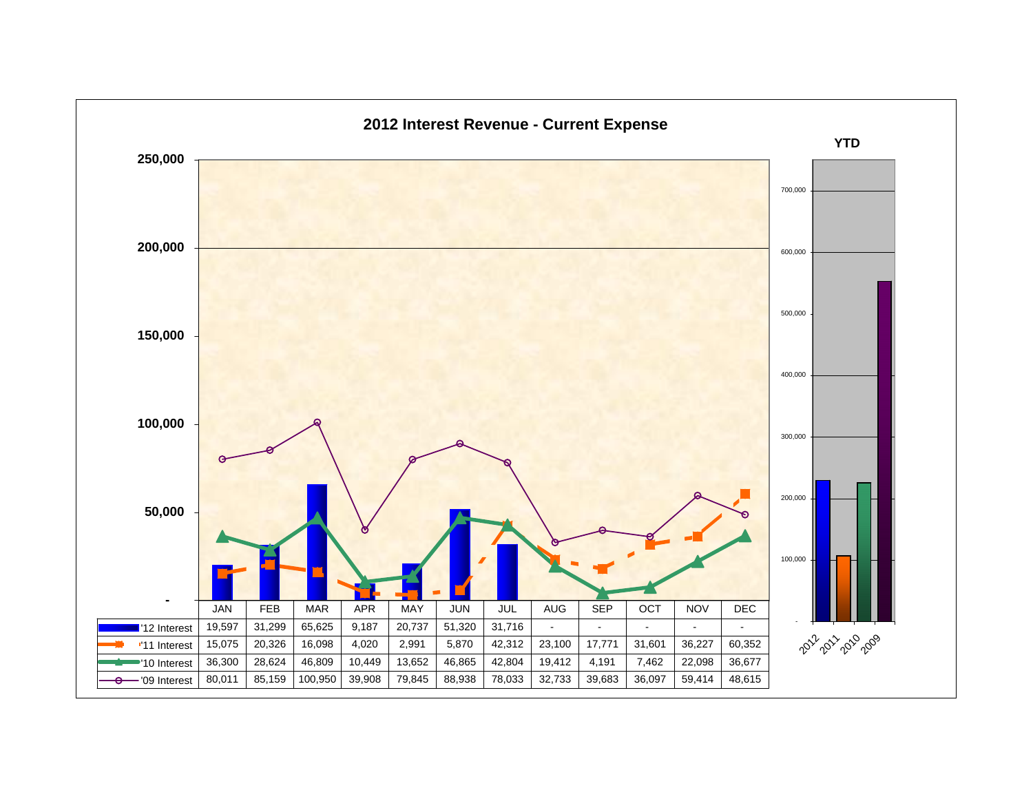# 2012 Interest Revenue - Current Expense

| | JAN | FEB | MAR | APR | MAY | JUN | JUL | AUG | SEP | OCT | NOV | DEC |
|---|---|---|---|---|---|---|---|---|---|---|---|---|
| '12 Interest | 19,597 | 31,299 | 65,625 | 9,187 | 20,737 | 51,320 | 31,716 | - | - | - | - | - |
| '11 Interest | 15,075 | 20,326 | 16,098 | 4,020 | 2,991 | 5,870 | 42,312 | 23,100 | 17,771 | 31,601 | 36,227 | 60,352 |
| '10 Interest | 36,300 | 28,624 | 46,809 | 10,449 | 13,652 | 46,865 | 42,804 | 19,412 | 4,191 | 7,462 | 22,098 | 36,677 |
| '09 Interest | 80,011 | 85,159 | 100,950 | 39,908 | 79,845 | 88,938 | 78,033 | 32,733 | 39,683 | 36,097 | 59,414 | 48,615 |

YTD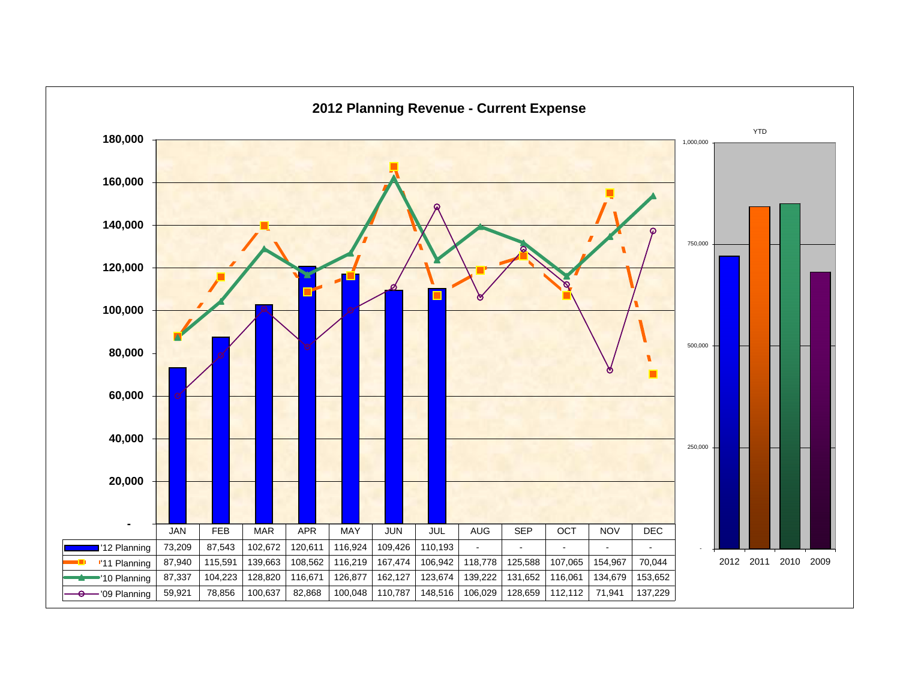## 2012 Planning Revenue - Current Expense

| | JAN | FEB | MAR | APR | MAY | JUN | JUL | AUG | SEP | OCT | NOV | DEC |
|---|---|---|---|---|---|---|---|---|---|---|---|---|
| '12 Planning | 73,209 | 87,543 | 102,672 | 120,611 | 116,924 | 109,426 | 110,193 | - | - | - | - | - |
| '11 Planning | 87,940 | 115,591 | 139,663 | 108,562 | 116,219 | 167,474 | 106,942 | 118,778 | 125,588 | 107,065 | 154,967 | 70,044 |
| '10 Planning | 87,337 | 104,223 | 128,820 | 116,671 | 126,877 | 162,127 | 123,674 | 139,222 | 131,652 | 116,061 | 134,679 | 153,652 |
| '09 Planning | 59,921 | 78,856 | 100,637 | 82,868 | 100,048 | 110,787 | 148,516 | 106,029 | 128,659 | 112,112 | 71,941 | 137,229 |

YTD

2012 2011 2010 2009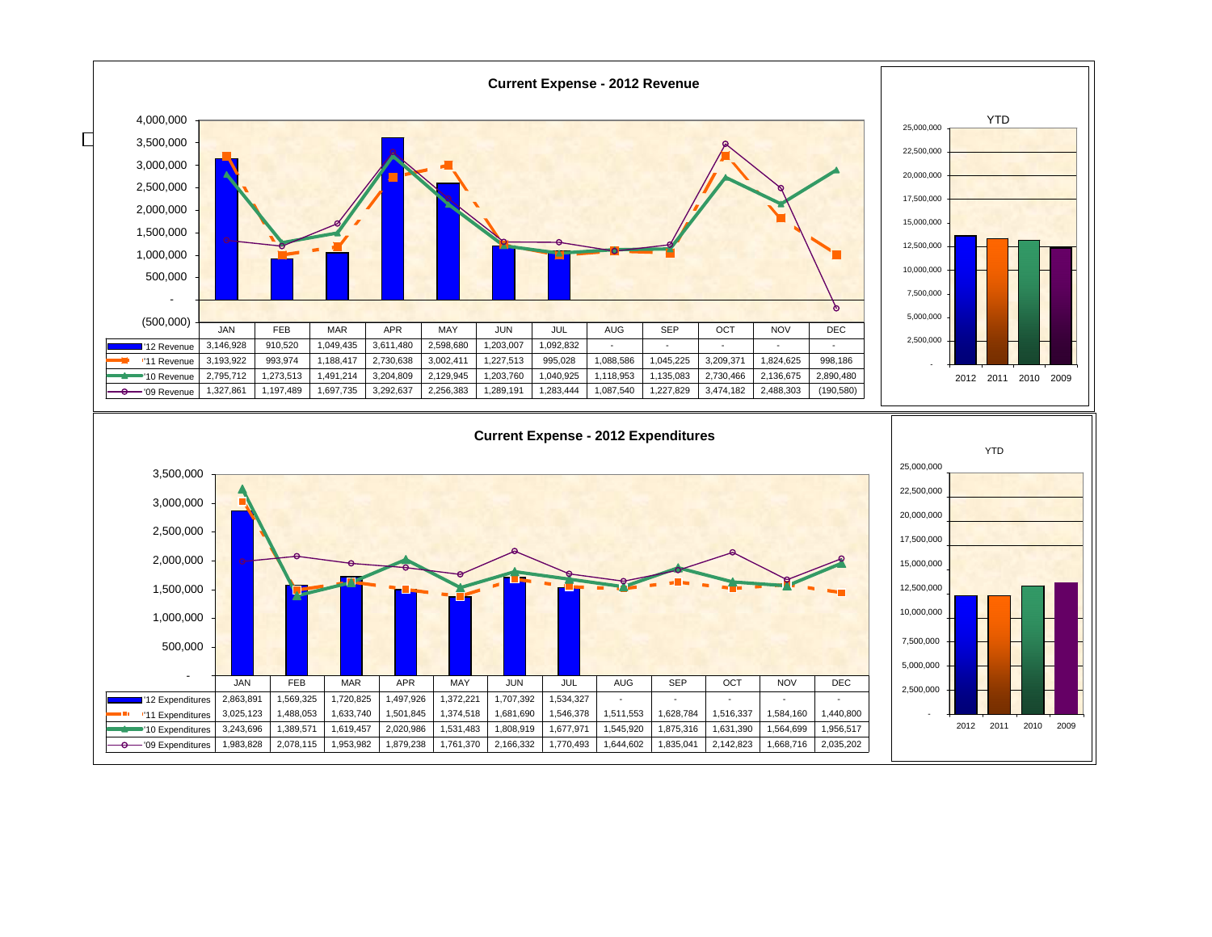## Current Expense - 2012 Revenue

| | JAN | FEB | MAR | APR | MAY | JUN | JUL | AUG | SEP | OCT | NOV | DEC |
|---|---|---|---|---|---|---|---|---|---|---|---|---|
| '12 Revenue | 3,146,928 | 910,520 | 1,049,435 | 3,611,480 | 2,598,680 | 1,203,007 | 1,092,832 | - | - | - | - | - |
| '11 Revenue | 3,193,922 | 993,974 | 1,188,417 | 2,730,638 | 3,002,411 | 1,227,513 | 995,028 | 1,088,586 | 1,045,225 | 3,209,371 | 1,824,625 | 998,186 |
| '10 Revenue | 2,795,712 | 1,273,513 | 1,491,214 | 3,204,809 | 2,129,945 | 1,203,760 | 1,040,925 | 1,118,953 | 1,135,083 | 2,730,466 | 2,136,675 | 2,890,480 |
| '09 Revenue | 1,327,861 | 1,197,489 | 1,697,735 | 3,292,637 | 2,256,383 | 1,289,191 | 1,283,444 | 1,087,540 | 1,227,829 | 3,474,182 | 2,488,303 | (190,580) |

YTD

## Current Expense - 2012 Expenditures

| | JAN | FEB | MAR | APR | MAY | JUN | JUL | AUG | SEP | OCT | NOV | DEC |
|---|---|---|---|---|---|---|---|---|---|---|---|---|
| '12 Expenditures | 2,863,891 | 1,569,325 | 1,720,825 | 1,497,926 | 1,372,221 | 1,707,392 | 1,534,327 | - | - | - | - | - |
| '11 Expenditures | 3,025,123 | 1,488,053 | 1,633,740 | 1,501,845 | 1,374,518 | 1,681,690 | 1,546,378 | 1,511,553 | 1,628,784 | 1,516,337 | 1,584,160 | 1,440,800 |
| '10 Expenditures | 3,243,696 | 1,389,571 | 1,619,457 | 2,020,986 | 1,531,483 | 1,808,919 | 1,677,971 | 1,545,920 | 1,875,316 | 1,631,390 | 1,564,699 | 1,956,517 |
| '09 Expenditures | 1,983,828 | 2,078,115 | 1,953,982 | 1,879,238 | 1,761,370 | 2,166,332 | 1,770,493 | 1,644,602 | 1,835,041 | 2,142,823 | 1,668,716 | 2,035,202 |

YTD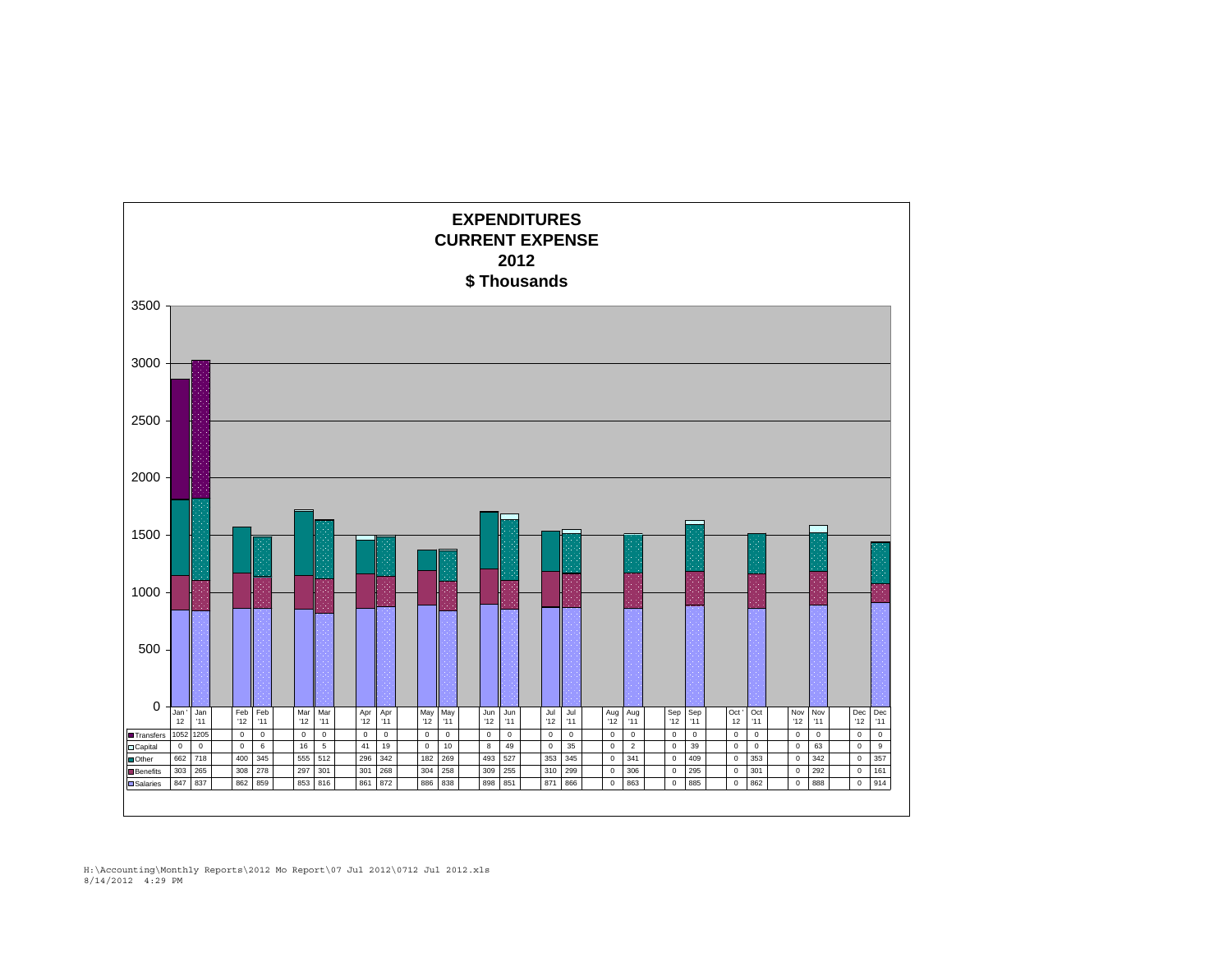# EXPENDITURES
## CURRENT EXPENSE
## 2012
## $ Thousands

| | Jan '12 | Jan '11 | Feb '12 | Feb '11 | Mar '12 | Mar '11 | Apr '12 | Apr '11 | May '12 | May '11 | Jun '12 | Jun '11 | Jul '12 | Jul '11 | Aug '12 | Aug '11 | Sep '12 | Sep '11 | Oct '12 | Oct '11 | Nov '12 | Nov '11 | Dec '12 | Dec '11 |
|---|---|---|---|---|---|---|---|---|---|---|---|---|---|---|---|---|---|---|---|---|---|---|---|---|
| Transfers | 1052 | 1205 | 0 | 0 | 0 | 0 | 0 | 0 | 0 | 0 | 0 | 0 | 0 | 0 | 0 | 0 | 0 | 0 | 0 | 0 | 0 | 0 | 0 | 0 |
| Capital | 0 | 0 | 0 | 6 | 16 | 5 | 41 | 19 | 0 | 10 | 8 | 49 | 0 | 35 | 0 | 2 | 0 | 39 | 0 | 0 | 0 | 63 | 0 | 9 |
| Other | 662 | 718 | 400 | 345 | 555 | 512 | 296 | 342 | 182 | 269 | 493 | 527 | 353 | 345 | 0 | 341 | 0 | 409 | 0 | 353 | 0 | 342 | 0 | 357 |
| Benefits | 303 | 265 | 308 | 278 | 297 | 301 | 301 | 268 | 304 | 258 | 309 | 255 | 310 | 299 | 0 | 306 | 0 | 295 | 0 | 301 | 0 | 292 | 0 | 161 |
| Salaries | 847 | 837 | 862 | 859 | 853 | 816 | 861 | 872 | 886 | 838 | 898 | 851 | 871 | 866 | 0 | 863 | 0 | 885 | 0 | 862 | 0 | 888 | 0 | 914 |

H:\Accounting\Monthly Reports\2012 Mo Report\07 Jul 2012\0712 Jul 2012.xls
8/14/2012 4:29 PM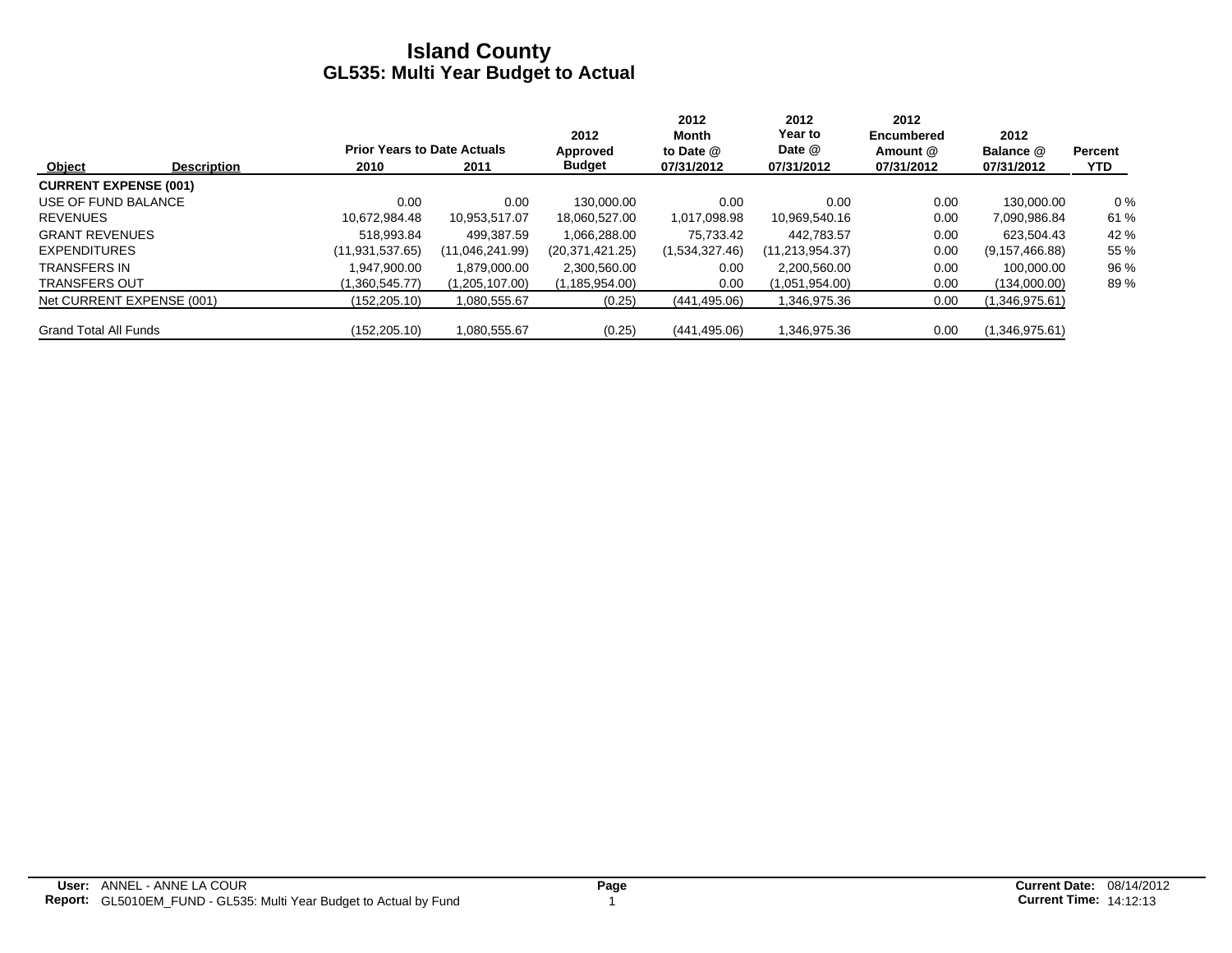# Island County
## GL535: Multi Year Budget to Actual

| Object | Description | Prior Years to Date Actuals 2010 | Prior Years to Date Actuals 2011 | 2012 Approved Budget | 2012 Month to Date @ 07/31/2012 | 2012 Year to Date @ 07/31/2012 | 2012 Encumbered Amount @ 07/31/2012 | 2012 Balance @ 07/31/2012 | Percent YTD |
|---|---|---|---|---|---|---|---|---|---|
| **CURRENT EXPENSE (001)** | | | | | | | | | |
| USE OF FUND BALANCE | | 0.00 | 0.00 | 130,000.00 | 0.00 | 0.00 | 0.00 | 130,000.00 | 0 % |
| REVENUES | | 10,672,984.48 | 10,953,517.07 | 18,060,527.00 | 1,017,098.98 | 10,969,540.16 | 0.00 | 7,090,986.84 | 61 % |
| GRANT REVENUES | | 518,993.84 | 499,387.59 | 1,066,288.00 | 75,733.42 | 442,783.57 | 0.00 | 623,504.43 | 42 % |
| EXPENDITURES | | (11,931,537.65) | (11,046,241.99) | (20,371,421.25) | (1,534,327.46) | (11,213,954.37) | 0.00 | (9,157,466.88) | 55 % |
| TRANSFERS IN | | 1,947,900.00 | 1,879,000.00 | 2,300,560.00 | 0.00 | 2,200,560.00 | 0.00 | 100,000.00 | 96 % |
| TRANSFERS OUT | | (1,360,545.77) | (1,205,107.00) | (1,185,954.00) | 0.00 | (1,051,954.00) | 0.00 | (134,000.00) | 89 % |
| Net CURRENT EXPENSE (001) | | (152,205.10) | 1,080,555.67 | (0.25) | (441,495.06) | 1,346,975.36 | 0.00 | (1,346,975.61) | |
| Grand Total All Funds | | (152,205.10) | 1,080,555.67 | (0.25) | (441,495.06) | 1,346,975.36 | 0.00 | (1,346,975.61) | |

**User:** ANNEL - ANNE LA COUR
**Report:** GL5010EM_FUND - GL535: Multi Year Budget to Actual by Fund

**Current Date:** 08/14/2012
**Current Time:** 14:12:13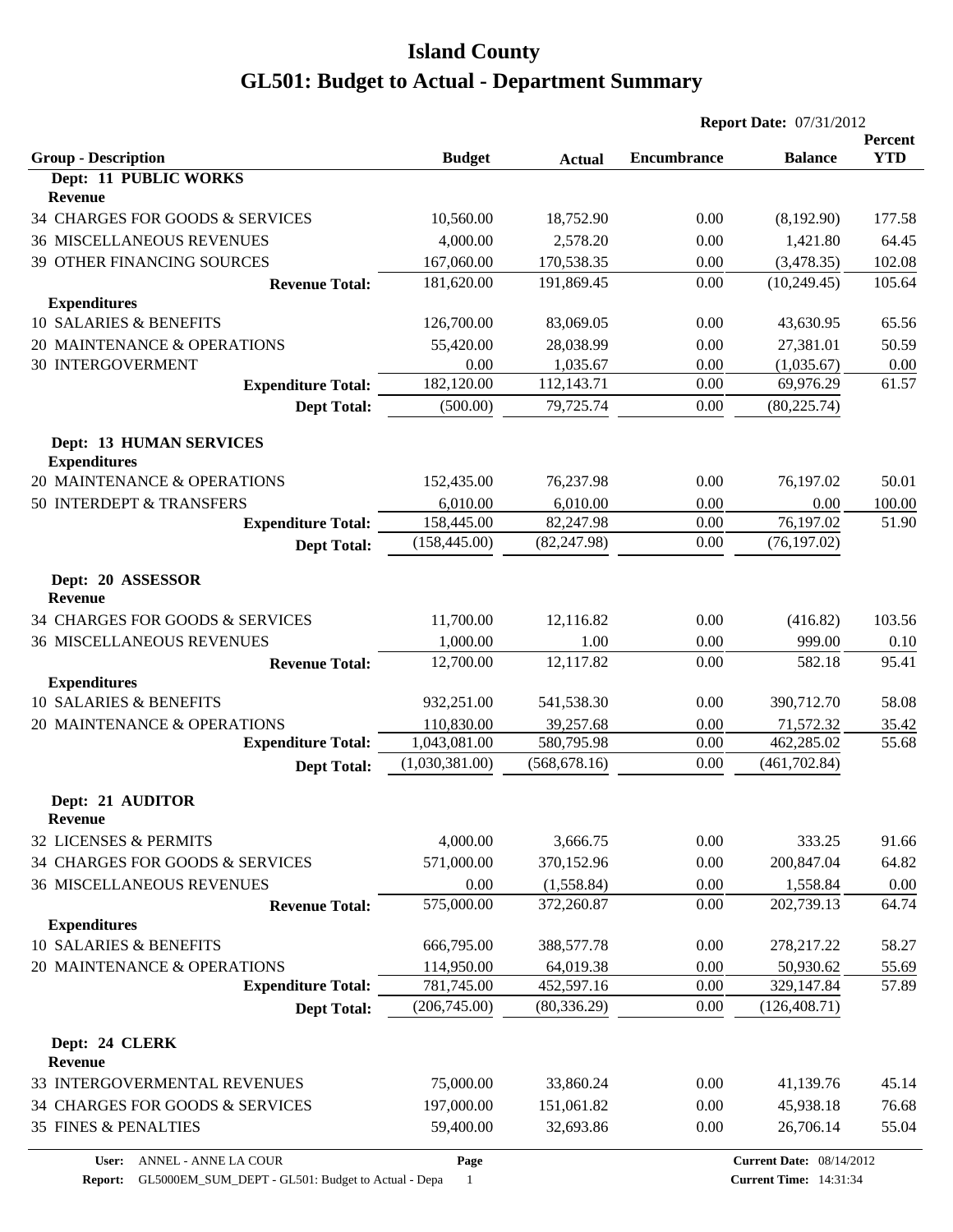# Island County
# GL501: Budget to Actual - Department Summary

**Report Date:** 07/31/2012

| Group - Description | Budget | Actual | Encumbrance | Balance | Percent YTD |
|---|---|---|---|---|---|
| **Dept: 11 PUBLIC WORKS** | | | | | |
| **Revenue** | | | | | |
| 34 CHARGES FOR GOODS & SERVICES | 10,560.00 | 18,752.90 | 0.00 | (8,192.90) | 177.58 |
| 36 MISCELLANEOUS REVENUES | 4,000.00 | 2,578.20 | 0.00 | 1,421.80 | 64.45 |
| 39 OTHER FINANCING SOURCES | 167,060.00 | 170,538.35 | 0.00 | (3,478.35) | 102.08 |
| **Revenue Total:** | 181,620.00 | 191,869.45 | 0.00 | (10,249.45) | 105.64 |
| **Expenditures** | | | | | |
| 10 SALARIES & BENEFITS | 126,700.00 | 83,069.05 | 0.00 | 43,630.95 | 65.56 |
| 20 MAINTENANCE & OPERATIONS | 55,420.00 | 28,038.99 | 0.00 | 27,381.01 | 50.59 |
| 30 INTERGOVERMENT | 0.00 | 1,035.67 | 0.00 | (1,035.67) | 0.00 |
| **Expenditure Total:** | 182,120.00 | 112,143.71 | 0.00 | 69,976.29 | 61.57 |
| **Dept Total:** | (500.00) | 79,725.74 | 0.00 | (80,225.74) | |
| **Dept: 13 HUMAN SERVICES** | | | | | |
| **Expenditures** | | | | | |
| 20 MAINTENANCE & OPERATIONS | 152,435.00 | 76,237.98 | 0.00 | 76,197.02 | 50.01 |
| 50 INTERDEPT & TRANSFERS | 6,010.00 | 6,010.00 | 0.00 | 0.00 | 100.00 |
| **Expenditure Total:** | 158,445.00 | 82,247.98 | 0.00 | 76,197.02 | 51.90 |
| **Dept Total:** | (158,445.00) | (82,247.98) | 0.00 | (76,197.02) | |
| **Dept: 20 ASSESSOR** | | | | | |
| **Revenue** | | | | | |
| 34 CHARGES FOR GOODS & SERVICES | 11,700.00 | 12,116.82 | 0.00 | (416.82) | 103.56 |
| 36 MISCELLANEOUS REVENUES | 1,000.00 | 1.00 | 0.00 | 999.00 | 0.10 |
| **Revenue Total:** | 12,700.00 | 12,117.82 | 0.00 | 582.18 | 95.41 |
| **Expenditures** | | | | | |
| 10 SALARIES & BENEFITS | 932,251.00 | 541,538.30 | 0.00 | 390,712.70 | 58.08 |
| 20 MAINTENANCE & OPERATIONS | 110,830.00 | 39,257.68 | 0.00 | 71,572.32 | 35.42 |
| **Expenditure Total:** | 1,043,081.00 | 580,795.98 | 0.00 | 462,285.02 | 55.68 |
| **Dept Total:** | (1,030,381.00) | (568,678.16) | 0.00 | (461,702.84) | |
| **Dept: 21 AUDITOR** | | | | | |
| **Revenue** | | | | | |
| 32 LICENSES & PERMITS | 4,000.00 | 3,666.75 | 0.00 | 333.25 | 91.66 |
| 34 CHARGES FOR GOODS & SERVICES | 571,000.00 | 370,152.96 | 0.00 | 200,847.04 | 64.82 |
| 36 MISCELLANEOUS REVENUES | 0.00 | (1,558.84) | 0.00 | 1,558.84 | 0.00 |
| **Revenue Total:** | 575,000.00 | 372,260.87 | 0.00 | 202,739.13 | 64.74 |
| **Expenditures** | | | | | |
| 10 SALARIES & BENEFITS | 666,795.00 | 388,577.78 | 0.00 | 278,217.22 | 58.27 |
| 20 MAINTENANCE & OPERATIONS | 114,950.00 | 64,019.38 | 0.00 | 50,930.62 | 55.69 |
| **Expenditure Total:** | 781,745.00 | 452,597.16 | 0.00 | 329,147.84 | 57.89 |
| **Dept Total:** | (206,745.00) | (80,336.29) | 0.00 | (126,408.71) | |
| **Dept: 24 CLERK** | | | | | |
| **Revenue** | | | | | |
| 33 INTERGOVERMENTAL REVENUES | 75,000.00 | 33,860.24 | 0.00 | 41,139.76 | 45.14 |
| 34 CHARGES FOR GOODS & SERVICES | 197,000.00 | 151,061.82 | 0.00 | 45,938.18 | 76.68 |
| 35 FINES & PENALTIES | 59,400.00 | 32,693.86 | 0.00 | 26,706.14 | 55.04 |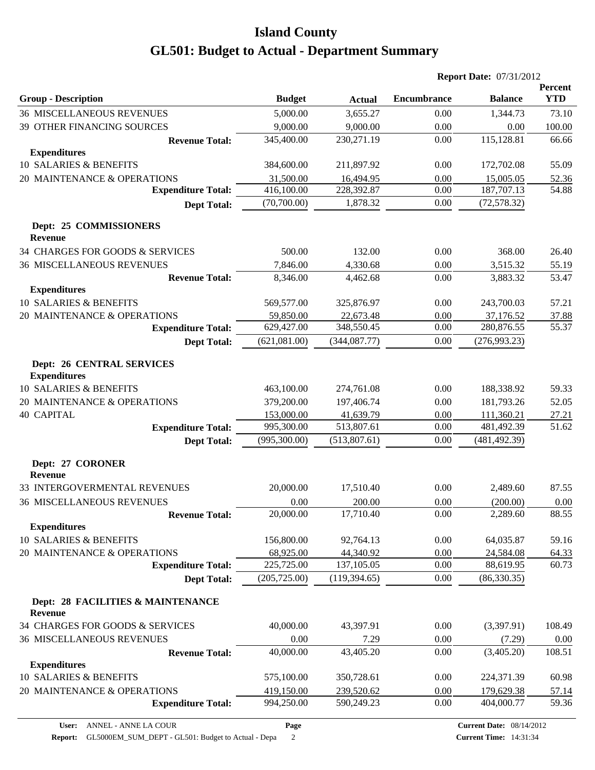# Island County

# GL501: Budget to Actual - Department Summary

**Report Date:** 07/31/2012

| Group - Description | Budget | Actual | Encumbrance | Balance | Percent YTD |
|---|---|---|---|---|---|
| 36 MISCELLANEOUS REVENUES | 5,000.00 | 3,655.27 | 0.00 | 1,344.73 | 73.10 |
| 39 OTHER FINANCING SOURCES | 9,000.00 | 9,000.00 | 0.00 | 0.00 | 100.00 |
| **Revenue Total:** | 345,400.00 | 230,271.19 | 0.00 | 115,128.81 | 66.66 |
| **Expenditures** | | | | | |
| 10 SALARIES & BENEFITS | 384,600.00 | 211,897.92 | 0.00 | 172,702.08 | 55.09 |
| 20 MAINTENANCE & OPERATIONS | 31,500.00 | 16,494.95 | 0.00 | 15,005.05 | 52.36 |
| **Expenditure Total:** | 416,100.00 | 228,392.87 | 0.00 | 187,707.13 | 54.88 |
| **Dept Total:** | (70,700.00) | 1,878.32 | 0.00 | (72,578.32) | |
| **Dept: 25 COMMISSIONERS** | | | | | |
| **Revenue** | | | | | |
| 34 CHARGES FOR GOODS & SERVICES | 500.00 | 132.00 | 0.00 | 368.00 | 26.40 |
| 36 MISCELLANEOUS REVENUES | 7,846.00 | 4,330.68 | 0.00 | 3,515.32 | 55.19 |
| **Revenue Total:** | 8,346.00 | 4,462.68 | 0.00 | 3,883.32 | 53.47 |
| **Expenditures** | | | | | |
| 10 SALARIES & BENEFITS | 569,577.00 | 325,876.97 | 0.00 | 243,700.03 | 57.21 |
| 20 MAINTENANCE & OPERATIONS | 59,850.00 | 22,673.48 | 0.00 | 37,176.52 | 37.88 |
| **Expenditure Total:** | 629,427.00 | 348,550.45 | 0.00 | 280,876.55 | 55.37 |
| **Dept Total:** | (621,081.00) | (344,087.77) | 0.00 | (276,993.23) | |
| **Dept: 26 CENTRAL SERVICES** | | | | | |
| **Expenditures** | | | | | |
| 10 SALARIES & BENEFITS | 463,100.00 | 274,761.08 | 0.00 | 188,338.92 | 59.33 |
| 20 MAINTENANCE & OPERATIONS | 379,200.00 | 197,406.74 | 0.00 | 181,793.26 | 52.05 |
| 40 CAPITAL | 153,000.00 | 41,639.79 | 0.00 | 111,360.21 | 27.21 |
| **Expenditure Total:** | 995,300.00 | 513,807.61 | 0.00 | 481,492.39 | 51.62 |
| **Dept Total:** | (995,300.00) | (513,807.61) | 0.00 | (481,492.39) | |
| **Dept: 27 CORONER** | | | | | |
| **Revenue** | | | | | |
| 33 INTERGOVERMENTAL REVENUES | 20,000.00 | 17,510.40 | 0.00 | 2,489.60 | 87.55 |
| 36 MISCELLANEOUS REVENUES | 0.00 | 200.00 | 0.00 | (200.00) | 0.00 |
| **Revenue Total:** | 20,000.00 | 17,710.40 | 0.00 | 2,289.60 | 88.55 |
| **Expenditures** | | | | | |
| 10 SALARIES & BENEFITS | 156,800.00 | 92,764.13 | 0.00 | 64,035.87 | 59.16 |
| 20 MAINTENANCE & OPERATIONS | 68,925.00 | 44,340.92 | 0.00 | 24,584.08 | 64.33 |
| **Expenditure Total:** | 225,725.00 | 137,105.05 | 0.00 | 88,619.95 | 60.73 |
| **Dept Total:** | (205,725.00) | (119,394.65) | 0.00 | (86,330.35) | |
| **Dept: 28 FACILITIES & MAINTENANCE** | | | | | |
| **Revenue** | | | | | |
| 34 CHARGES FOR GOODS & SERVICES | 40,000.00 | 43,397.91 | 0.00 | (3,397.91) | 108.49 |
| 36 MISCELLANEOUS REVENUES | 0.00 | 7.29 | 0.00 | (7.29) | 0.00 |
| **Revenue Total:** | 40,000.00 | 43,405.20 | 0.00 | (3,405.20) | 108.51 |
| **Expenditures** | | | | | |
| 10 SALARIES & BENEFITS | 575,100.00 | 350,728.61 | 0.00 | 224,371.39 | 60.98 |
| 20 MAINTENANCE & OPERATIONS | 419,150.00 | 239,520.62 | 0.00 | 179,629.38 | 57.14 |
| **Expenditure Total:** | 994,250.00 | 590,249.23 | 0.00 | 404,000.77 | 59.36 |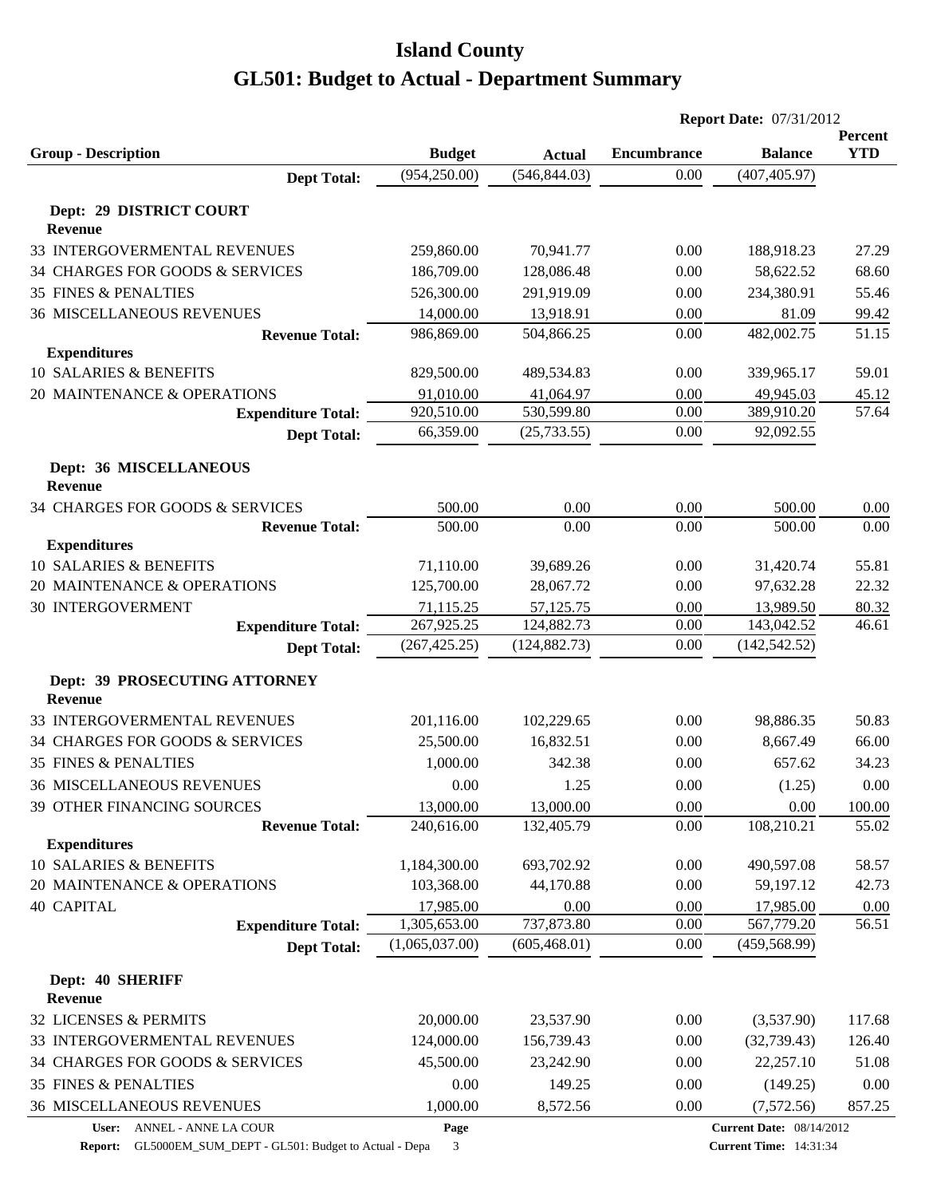# Island County
# GL501: Budget to Actual - Department Summary

**Report Date:** 07/31/2012

| Group - Description | Budget | Actual | Encumbrance | Balance | Percent YTD |
|---|---|---|---|---|---|
| **Dept Total:** | (954,250.00) | (546,844.03) | 0.00 | (407,405.97) | |
| **Dept: 29 DISTRICT COURT** | | | | | |
| **Revenue** | | | | | |
| 33 INTERGOVERMENTAL REVENUES | 259,860.00 | 70,941.77 | 0.00 | 188,918.23 | 27.29 |
| 34 CHARGES FOR GOODS & SERVICES | 186,709.00 | 128,086.48 | 0.00 | 58,622.52 | 68.60 |
| 35 FINES & PENALTIES | 526,300.00 | 291,919.09 | 0.00 | 234,380.91 | 55.46 |
| 36 MISCELLANEOUS REVENUES | 14,000.00 | 13,918.91 | 0.00 | 81.09 | 99.42 |
| **Revenue Total:** | 986,869.00 | 504,866.25 | 0.00 | 482,002.75 | 51.15 |
| **Expenditures** | | | | | |
| 10 SALARIES & BENEFITS | 829,500.00 | 489,534.83 | 0.00 | 339,965.17 | 59.01 |
| 20 MAINTENANCE & OPERATIONS | 91,010.00 | 41,064.97 | 0.00 | 49,945.03 | 45.12 |
| **Expenditure Total:** | 920,510.00 | 530,599.80 | 0.00 | 389,910.20 | 57.64 |
| **Dept Total:** | 66,359.00 | (25,733.55) | 0.00 | 92,092.55 | |
| **Dept: 36 MISCELLANEOUS** | | | | | |
| **Revenue** | | | | | |
| 34 CHARGES FOR GOODS & SERVICES | 500.00 | 0.00 | 0.00 | 500.00 | 0.00 |
| **Revenue Total:** | 500.00 | 0.00 | 0.00 | 500.00 | 0.00 |
| **Expenditures** | | | | | |
| 10 SALARIES & BENEFITS | 71,110.00 | 39,689.26 | 0.00 | 31,420.74 | 55.81 |
| 20 MAINTENANCE & OPERATIONS | 125,700.00 | 28,067.72 | 0.00 | 97,632.28 | 22.32 |
| 30 INTERGOVERMENT | 71,115.25 | 57,125.75 | 0.00 | 13,989.50 | 80.32 |
| **Expenditure Total:** | 267,925.25 | 124,882.73 | 0.00 | 143,042.52 | 46.61 |
| **Dept Total:** | (267,425.25) | (124,882.73) | 0.00 | (142,542.52) | |
| **Dept: 39 PROSECUTING ATTORNEY** | | | | | |
| **Revenue** | | | | | |
| 33 INTERGOVERMENTAL REVENUES | 201,116.00 | 102,229.65 | 0.00 | 98,886.35 | 50.83 |
| 34 CHARGES FOR GOODS & SERVICES | 25,500.00 | 16,832.51 | 0.00 | 8,667.49 | 66.00 |
| 35 FINES & PENALTIES | 1,000.00 | 342.38 | 0.00 | 657.62 | 34.23 |
| 36 MISCELLANEOUS REVENUES | 0.00 | 1.25 | 0.00 | (1.25) | 0.00 |
| 39 OTHER FINANCING SOURCES | 13,000.00 | 13,000.00 | 0.00 | 0.00 | 100.00 |
| **Revenue Total:** | 240,616.00 | 132,405.79 | 0.00 | 108,210.21 | 55.02 |
| **Expenditures** | | | | | |
| 10 SALARIES & BENEFITS | 1,184,300.00 | 693,702.92 | 0.00 | 490,597.08 | 58.57 |
| 20 MAINTENANCE & OPERATIONS | 103,368.00 | 44,170.88 | 0.00 | 59,197.12 | 42.73 |
| 40 CAPITAL | 17,985.00 | 0.00 | 0.00 | 17,985.00 | 0.00 |
| **Expenditure Total:** | 1,305,653.00 | 737,873.80 | 0.00 | 567,779.20 | 56.51 |
| **Dept Total:** | (1,065,037.00) | (605,468.01) | 0.00 | (459,568.99) | |
| **Dept: 40 SHERIFF** | | | | | |
| **Revenue** | | | | | |
| 32 LICENSES & PERMITS | 20,000.00 | 23,537.90 | 0.00 | (3,537.90) | 117.68 |
| 33 INTERGOVERMENTAL REVENUES | 124,000.00 | 156,739.43 | 0.00 | (32,739.43) | 126.40 |
| 34 CHARGES FOR GOODS & SERVICES | 45,500.00 | 23,242.90 | 0.00 | 22,257.10 | 51.08 |
| 35 FINES & PENALTIES | 0.00 | 149.25 | 0.00 | (149.25) | 0.00 |
| 36 MISCELLANEOUS REVENUES | 1,000.00 | 8,572.56 | 0.00 | (7,572.56) | 857.25 |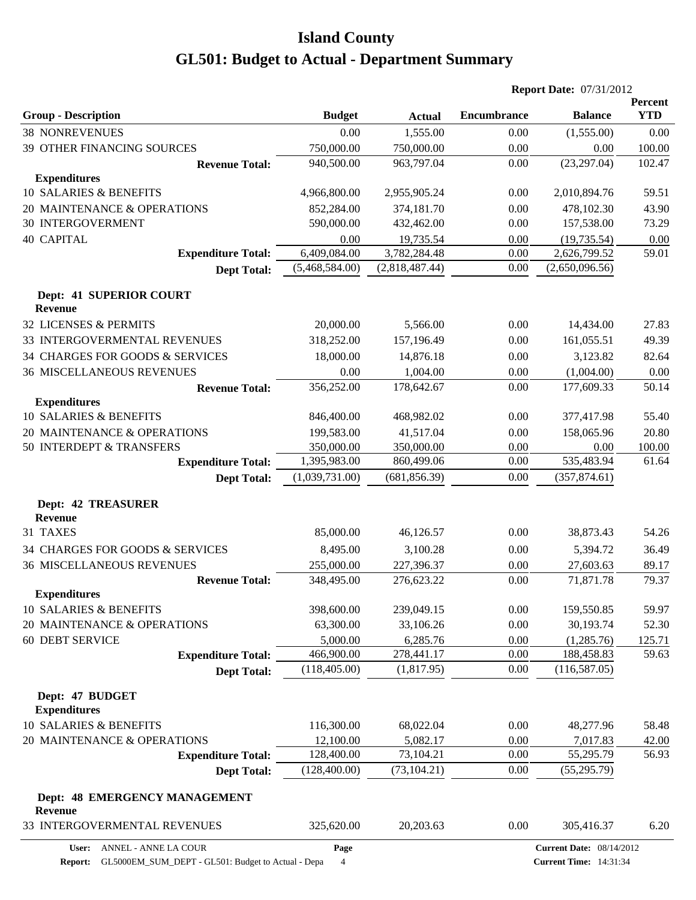# Island County

# GL501: Budget to Actual - Department Summary

**Report Date:** 07/31/2012

| Group - Description | Budget | Actual | Encumbrance | Balance | Percent YTD |
|---|---|---|---|---|---|
| 38 NONREVENUES | 0.00 | 1,555.00 | 0.00 | (1,555.00) | 0.00 |
| 39 OTHER FINANCING SOURCES | 750,000.00 | 750,000.00 | 0.00 | 0.00 | 100.00 |
| **Revenue Total:** | 940,500.00 | 963,797.04 | 0.00 | (23,297.04) | 102.47 |
| **Expenditures** | | | | | |
| 10 SALARIES & BENEFITS | 4,966,800.00 | 2,955,905.24 | 0.00 | 2,010,894.76 | 59.51 |
| 20 MAINTENANCE & OPERATIONS | 852,284.00 | 374,181.70 | 0.00 | 478,102.30 | 43.90 |
| 30 INTERGOVERMENT | 590,000.00 | 432,462.00 | 0.00 | 157,538.00 | 73.29 |
| 40 CAPITAL | 0.00 | 19,735.54 | 0.00 | (19,735.54) | 0.00 |
| **Expenditure Total:** | 6,409,084.00 | 3,782,284.48 | 0.00 | 2,626,799.52 | 59.01 |
| **Dept Total:** | (5,468,584.00) | (2,818,487.44) | 0.00 | (2,650,096.56) | |
| **Dept: 41 SUPERIOR COURT** | | | | | |
| **Revenue** | | | | | |
| 32 LICENSES & PERMITS | 20,000.00 | 5,566.00 | 0.00 | 14,434.00 | 27.83 |
| 33 INTERGOVERMENTAL REVENUES | 318,252.00 | 157,196.49 | 0.00 | 161,055.51 | 49.39 |
| 34 CHARGES FOR GOODS & SERVICES | 18,000.00 | 14,876.18 | 0.00 | 3,123.82 | 82.64 |
| 36 MISCELLANEOUS REVENUES | 0.00 | 1,004.00 | 0.00 | (1,004.00) | 0.00 |
| **Revenue Total:** | 356,252.00 | 178,642.67 | 0.00 | 177,609.33 | 50.14 |
| **Expenditures** | | | | | |
| 10 SALARIES & BENEFITS | 846,400.00 | 468,982.02 | 0.00 | 377,417.98 | 55.40 |
| 20 MAINTENANCE & OPERATIONS | 199,583.00 | 41,517.04 | 0.00 | 158,065.96 | 20.80 |
| 50 INTERDEPT & TRANSFERS | 350,000.00 | 350,000.00 | 0.00 | 0.00 | 100.00 |
| **Expenditure Total:** | 1,395,983.00 | 860,499.06 | 0.00 | 535,483.94 | 61.64 |
| **Dept Total:** | (1,039,731.00) | (681,856.39) | 0.00 | (357,874.61) | |
| **Dept: 42 TREASURER** | | | | | |
| **Revenue** | | | | | |
| 31 TAXES | 85,000.00 | 46,126.57 | 0.00 | 38,873.43 | 54.26 |
| 34 CHARGES FOR GOODS & SERVICES | 8,495.00 | 3,100.28 | 0.00 | 5,394.72 | 36.49 |
| 36 MISCELLANEOUS REVENUES | 255,000.00 | 227,396.37 | 0.00 | 27,603.63 | 89.17 |
| **Revenue Total:** | 348,495.00 | 276,623.22 | 0.00 | 71,871.78 | 79.37 |
| **Expenditures** | | | | | |
| 10 SALARIES & BENEFITS | 398,600.00 | 239,049.15 | 0.00 | 159,550.85 | 59.97 |
| 20 MAINTENANCE & OPERATIONS | 63,300.00 | 33,106.26 | 0.00 | 30,193.74 | 52.30 |
| 60 DEBT SERVICE | 5,000.00 | 6,285.76 | 0.00 | (1,285.76) | 125.71 |
| **Expenditure Total:** | 466,900.00 | 278,441.17 | 0.00 | 188,458.83 | 59.63 |
| **Dept Total:** | (118,405.00) | (1,817.95) | 0.00 | (116,587.05) | |
| **Dept: 47 BUDGET** | | | | | |
| **Expenditures** | | | | | |
| 10 SALARIES & BENEFITS | 116,300.00 | 68,022.04 | 0.00 | 48,277.96 | 58.48 |
| 20 MAINTENANCE & OPERATIONS | 12,100.00 | 5,082.17 | 0.00 | 7,017.83 | 42.00 |
| **Expenditure Total:** | 128,400.00 | 73,104.21 | 0.00 | 55,295.79 | 56.93 |
| **Dept Total:** | (128,400.00) | (73,104.21) | 0.00 | (55,295.79) | |
| **Dept: 48 EMERGENCY MANAGEMENT** | | | | | |
| **Revenue** | | | | | |
| 33 INTERGOVERMENTAL REVENUES | 325,620.00 | 20,203.63 | 0.00 | 305,416.37 | 6.20 |

User: ANNEL - ANNE LA COUR
Report: GL5000EM_SUM_DEPT - GL501: Budget to Actual - Depa
Current Date: 08/14/2012
Current Time: 14:31:34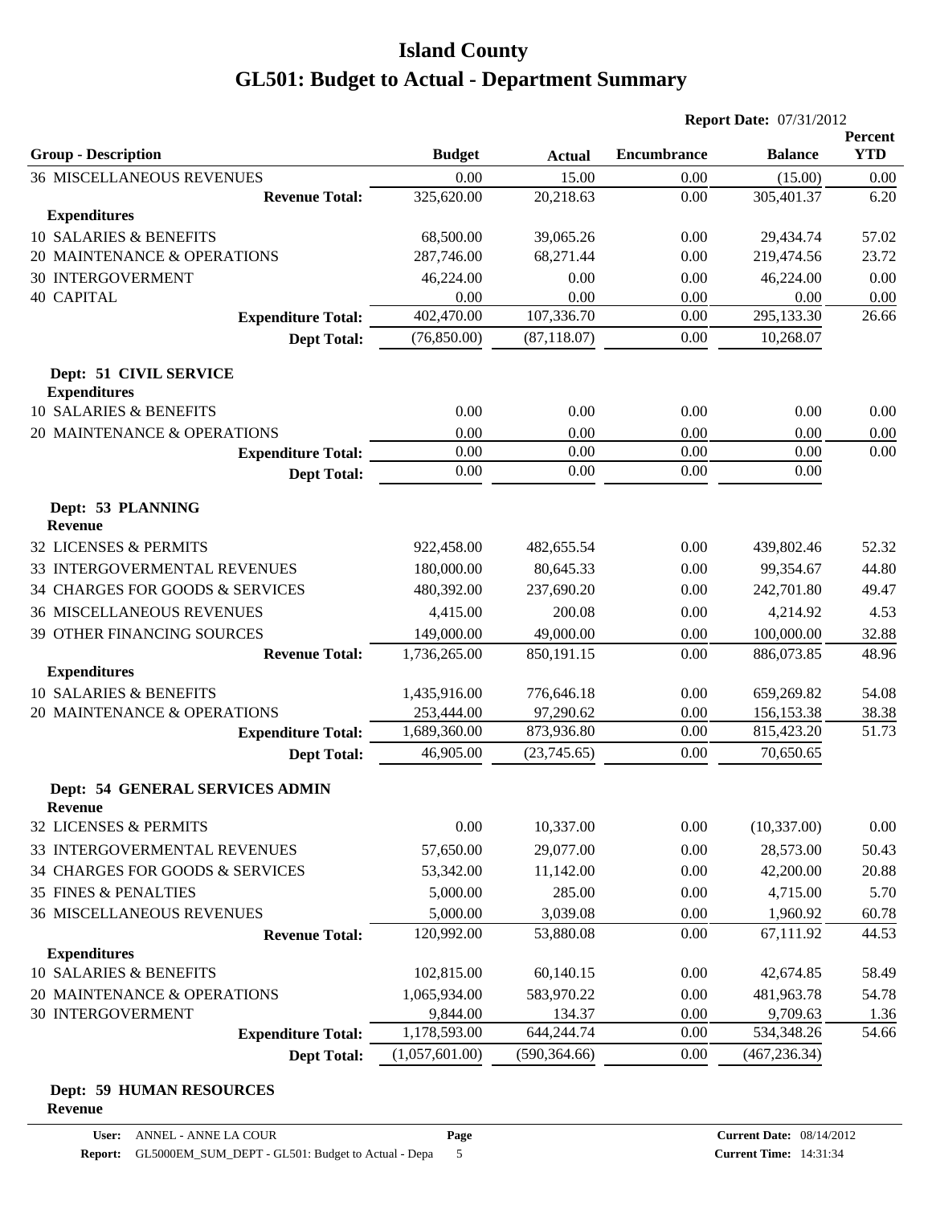# Island County
# GL501: Budget to Actual - Department Summary

**Report Date:** 07/31/2012

| Group - Description | Budget | Actual | Encumbrance | Balance | Percent YTD |
|---|---|---|---|---|---|
| 36 MISCELLANEOUS REVENUES | 0.00 | 15.00 | 0.00 | (15.00) | 0.00 |
| **Revenue Total:** | 325,620.00 | 20,218.63 | 0.00 | 305,401.37 | 6.20 |
| **Expenditures** | | | | | |
| 10 SALARIES & BENEFITS | 68,500.00 | 39,065.26 | 0.00 | 29,434.74 | 57.02 |
| 20 MAINTENANCE & OPERATIONS | 287,746.00 | 68,271.44 | 0.00 | 219,474.56 | 23.72 |
| 30 INTERGOVERMENT | 46,224.00 | 0.00 | 0.00 | 46,224.00 | 0.00 |
| 40 CAPITAL | 0.00 | 0.00 | 0.00 | 0.00 | 0.00 |
| **Expenditure Total:** | 402,470.00 | 107,336.70 | 0.00 | 295,133.30 | 26.66 |
| **Dept Total:** | (76,850.00) | (87,118.07) | 0.00 | 10,268.07 | |
| **Dept: 51 CIVIL SERVICE** | | | | | |
| **Expenditures** | | | | | |
| 10 SALARIES & BENEFITS | 0.00 | 0.00 | 0.00 | 0.00 | 0.00 |
| 20 MAINTENANCE & OPERATIONS | 0.00 | 0.00 | 0.00 | 0.00 | 0.00 |
| **Expenditure Total:** | 0.00 | 0.00 | 0.00 | 0.00 | 0.00 |
| **Dept Total:** | 0.00 | 0.00 | 0.00 | 0.00 | |
| **Dept: 53 PLANNING** | | | | | |
| **Revenue** | | | | | |
| 32 LICENSES & PERMITS | 922,458.00 | 482,655.54 | 0.00 | 439,802.46 | 52.32 |
| 33 INTERGOVERMENTAL REVENUES | 180,000.00 | 80,645.33 | 0.00 | 99,354.67 | 44.80 |
| 34 CHARGES FOR GOODS & SERVICES | 480,392.00 | 237,690.20 | 0.00 | 242,701.80 | 49.47 |
| 36 MISCELLANEOUS REVENUES | 4,415.00 | 200.08 | 0.00 | 4,214.92 | 4.53 |
| 39 OTHER FINANCING SOURCES | 149,000.00 | 49,000.00 | 0.00 | 100,000.00 | 32.88 |
| **Revenue Total:** | 1,736,265.00 | 850,191.15 | 0.00 | 886,073.85 | 48.96 |
| **Expenditures** | | | | | |
| 10 SALARIES & BENEFITS | 1,435,916.00 | 776,646.18 | 0.00 | 659,269.82 | 54.08 |
| 20 MAINTENANCE & OPERATIONS | 253,444.00 | 97,290.62 | 0.00 | 156,153.38 | 38.38 |
| **Expenditure Total:** | 1,689,360.00 | 873,936.80 | 0.00 | 815,423.20 | 51.73 |
| **Dept Total:** | 46,905.00 | (23,745.65) | 0.00 | 70,650.65 | |
| **Dept: 54 GENERAL SERVICES ADMIN** | | | | | |
| **Revenue** | | | | | |
| 32 LICENSES & PERMITS | 0.00 | 10,337.00 | 0.00 | (10,337.00) | 0.00 |
| 33 INTERGOVERMENTAL REVENUES | 57,650.00 | 29,077.00 | 0.00 | 28,573.00 | 50.43 |
| 34 CHARGES FOR GOODS & SERVICES | 53,342.00 | 11,142.00 | 0.00 | 42,200.00 | 20.88 |
| 35 FINES & PENALTIES | 5,000.00 | 285.00 | 0.00 | 4,715.00 | 5.70 |
| 36 MISCELLANEOUS REVENUES | 5,000.00 | 3,039.08 | 0.00 | 1,960.92 | 60.78 |
| **Revenue Total:** | 120,992.00 | 53,880.08 | 0.00 | 67,111.92 | 44.53 |
| **Expenditures** | | | | | |
| 10 SALARIES & BENEFITS | 102,815.00 | 60,140.15 | 0.00 | 42,674.85 | 58.49 |
| 20 MAINTENANCE & OPERATIONS | 1,065,934.00 | 583,970.22 | 0.00 | 481,963.78 | 54.78 |
| 30 INTERGOVERMENT | 9,844.00 | 134.37 | 0.00 | 9,709.63 | 1.36 |
| **Expenditure Total:** | 1,178,593.00 | 644,244.74 | 0.00 | 534,348.26 | 54.66 |
| **Dept Total:** | (1,057,601.00) | (590,364.66) | 0.00 | (467,236.34) | |

**Dept: 59 HUMAN RESOURCES**

**Revenue**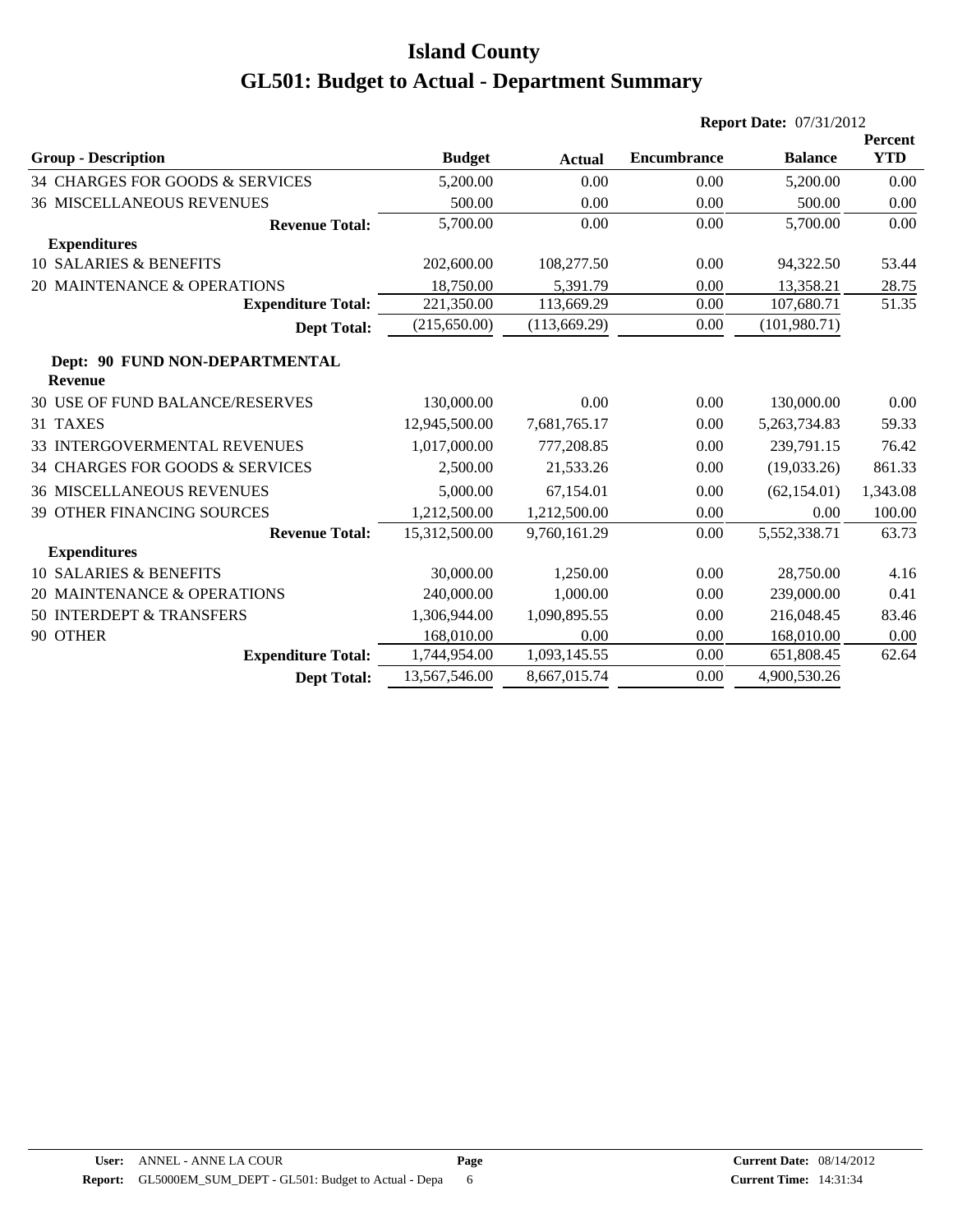# Island County

# GL501: Budget to Actual - Department Summary

**Report Date:** 07/31/2012

| Group - Description | Budget | Actual | Encumbrance | Balance | Percent YTD |
|---|---|---|---|---|---|
| 34 CHARGES FOR GOODS & SERVICES | 5,200.00 | 0.00 | 0.00 | 5,200.00 | 0.00 |
| 36 MISCELLANEOUS REVENUES | 500.00 | 0.00 | 0.00 | 500.00 | 0.00 |
| **Revenue Total:** | 5,700.00 | 0.00 | 0.00 | 5,700.00 | 0.00 |
| **Expenditures** | | | | | |
| 10 SALARIES & BENEFITS | 202,600.00 | 108,277.50 | 0.00 | 94,322.50 | 53.44 |
| 20 MAINTENANCE & OPERATIONS | 18,750.00 | 5,391.79 | 0.00 | 13,358.21 | 28.75 |
| **Expenditure Total:** | 221,350.00 | 113,669.29 | 0.00 | 107,680.71 | 51.35 |
| **Dept Total:** | (215,650.00) | (113,669.29) | 0.00 | (101,980.71) | |
| **Dept: 90 FUND NON-DEPARTMENTAL** | | | | | |
| **Revenue** | | | | | |
| 30 USE OF FUND BALANCE/RESERVES | 130,000.00 | 0.00 | 0.00 | 130,000.00 | 0.00 |
| 31 TAXES | 12,945,500.00 | 7,681,765.17 | 0.00 | 5,263,734.83 | 59.33 |
| 33 INTERGOVERMENTAL REVENUES | 1,017,000.00 | 777,208.85 | 0.00 | 239,791.15 | 76.42 |
| 34 CHARGES FOR GOODS & SERVICES | 2,500.00 | 21,533.26 | 0.00 | (19,033.26) | 861.33 |
| 36 MISCELLANEOUS REVENUES | 5,000.00 | 67,154.01 | 0.00 | (62,154.01) | 1,343.08 |
| 39 OTHER FINANCING SOURCES | 1,212,500.00 | 1,212,500.00 | 0.00 | 0.00 | 100.00 |
| **Revenue Total:** | 15,312,500.00 | 9,760,161.29 | 0.00 | 5,552,338.71 | 63.73 |
| **Expenditures** | | | | | |
| 10 SALARIES & BENEFITS | 30,000.00 | 1,250.00 | 0.00 | 28,750.00 | 4.16 |
| 20 MAINTENANCE & OPERATIONS | 240,000.00 | 1,000.00 | 0.00 | 239,000.00 | 0.41 |
| 50 INTERDEPT & TRANSFERS | 1,306,944.00 | 1,090,895.55 | 0.00 | 216,048.45 | 83.46 |
| 90 OTHER | 168,010.00 | 0.00 | 0.00 | 168,010.00 | 0.00 |
| **Expenditure Total:** | 1,744,954.00 | 1,093,145.55 | 0.00 | 651,808.45 | 62.64 |
| **Dept Total:** | 13,567,546.00 | 8,667,015.74 | 0.00 | 4,900,530.26 | |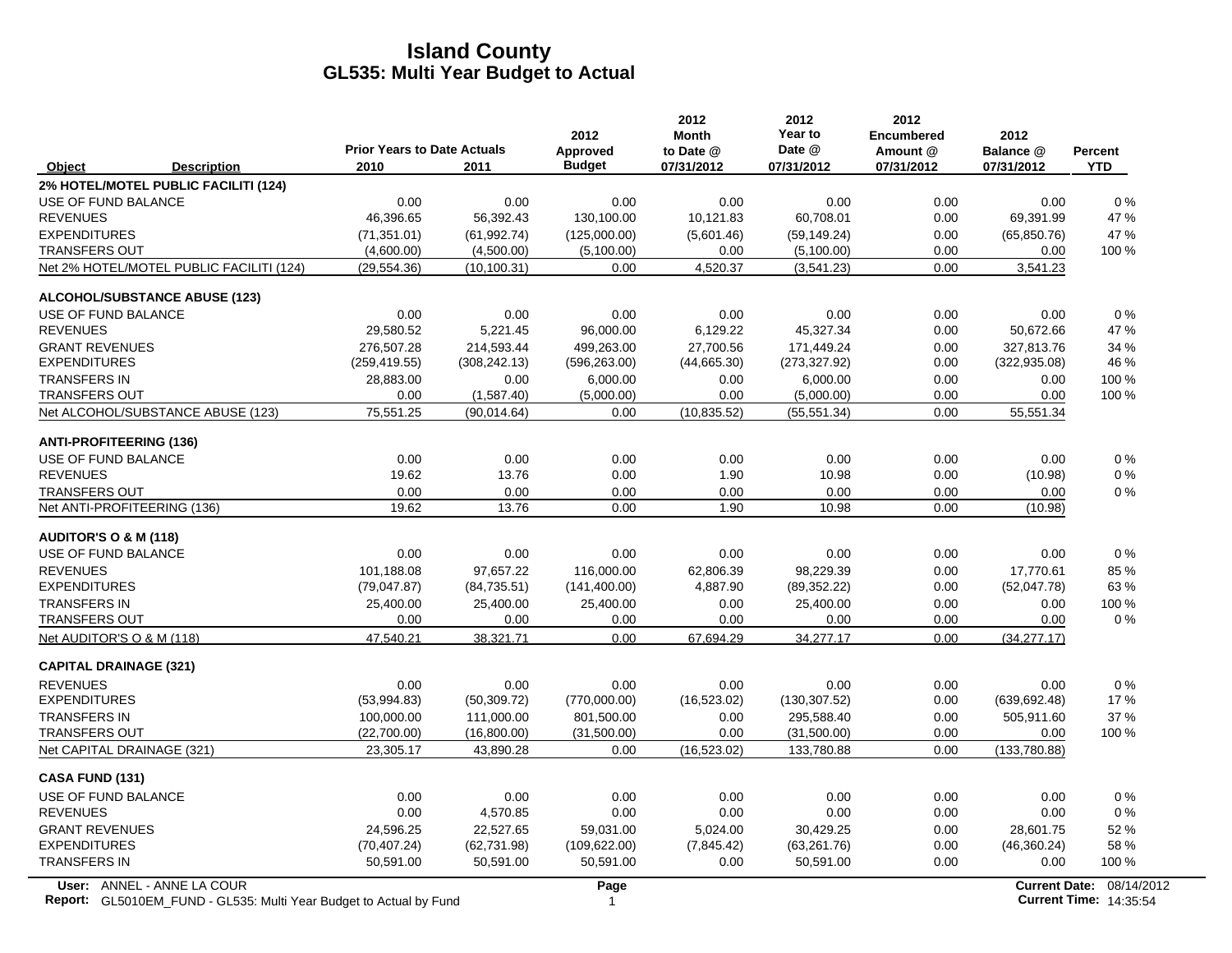# Island County
## GL535: Multi Year Budget to Actual

| Object | Description | Prior Years to Date Actuals 2010 | 2011 | 2012 Approved Budget | 2012 Month to Date @ 07/31/2012 | 2012 Year to Date @ 07/31/2012 | 2012 Encumbered Amount @ 07/31/2012 | 2012 Balance @ 07/31/2012 | Percent YTD |
|---|---|---|---|---|---|---|---|---|---|
| **2% HOTEL/MOTEL PUBLIC FACILITI (124)** | | | | | | | | | |
| USE OF FUND BALANCE | | 0.00 | 0.00 | 0.00 | 0.00 | 0.00 | 0.00 | 0.00 | 0 % |
| REVENUES | | 46,396.65 | 56,392.43 | 130,100.00 | 10,121.83 | 60,708.01 | 0.00 | 69,391.99 | 47 % |
| EXPENDITURES | | (71,351.01) | (61,992.74) | (125,000.00) | (5,601.46) | (59,149.24) | 0.00 | (65,850.76) | 47 % |
| TRANSFERS OUT | | (4,600.00) | (4,500.00) | (5,100.00) | 0.00 | (5,100.00) | 0.00 | 0.00 | 100 % |
| Net 2% HOTEL/MOTEL PUBLIC FACILITI (124) | | (29,554.36) | (10,100.31) | 0.00 | 4,520.37 | (3,541.23) | 0.00 | 3,541.23 | |
| **ALCOHOL/SUBSTANCE ABUSE (123)** | | | | | | | | | |
| USE OF FUND BALANCE | | 0.00 | 0.00 | 0.00 | 0.00 | 0.00 | 0.00 | 0.00 | 0 % |
| REVENUES | | 29,580.52 | 5,221.45 | 96,000.00 | 6,129.22 | 45,327.34 | 0.00 | 50,672.66 | 47 % |
| GRANT REVENUES | | 276,507.28 | 214,593.44 | 499,263.00 | 27,700.56 | 171,449.24 | 0.00 | 327,813.76 | 34 % |
| EXPENDITURES | | (259,419.55) | (308,242.13) | (596,263.00) | (44,665.30) | (273,327.92) | 0.00 | (322,935.08) | 46 % |
| TRANSFERS IN | | 28,883.00 | 0.00 | 6,000.00 | 0.00 | 6,000.00 | 0.00 | 0.00 | 100 % |
| TRANSFERS OUT | | 0.00 | (1,587.40) | (5,000.00) | 0.00 | (5,000.00) | 0.00 | 0.00 | 100 % |
| Net ALCOHOL/SUBSTANCE ABUSE (123) | | 75,551.25 | (90,014.64) | 0.00 | (10,835.52) | (55,551.34) | 0.00 | 55,551.34 | |
| **ANTI-PROFITEERING (136)** | | | | | | | | | |
| USE OF FUND BALANCE | | 0.00 | 0.00 | 0.00 | 0.00 | 0.00 | 0.00 | 0.00 | 0 % |
| REVENUES | | 19.62 | 13.76 | 0.00 | 1.90 | 10.98 | 0.00 | (10.98) | 0 % |
| TRANSFERS OUT | | 0.00 | 0.00 | 0.00 | 0.00 | 0.00 | 0.00 | 0.00 | 0 % |
| Net ANTI-PROFITEERING (136) | | 19.62 | 13.76 | 0.00 | 1.90 | 10.98 | 0.00 | (10.98) | |
| **AUDITOR'S O & M (118)** | | | | | | | | | |
| USE OF FUND BALANCE | | 0.00 | 0.00 | 0.00 | 0.00 | 0.00 | 0.00 | 0.00 | 0 % |
| REVENUES | | 101,188.08 | 97,657.22 | 116,000.00 | 62,806.39 | 98,229.39 | 0.00 | 17,770.61 | 85 % |
| EXPENDITURES | | (79,047.87) | (84,735.51) | (141,400.00) | 4,887.90 | (89,352.22) | 0.00 | (52,047.78) | 63 % |
| TRANSFERS IN | | 25,400.00 | 25,400.00 | 25,400.00 | 0.00 | 25,400.00 | 0.00 | 0.00 | 100 % |
| TRANSFERS OUT | | 0.00 | 0.00 | 0.00 | 0.00 | 0.00 | 0.00 | 0.00 | 0 % |
| Net AUDITOR'S O & M (118) | | 47,540.21 | 38,321.71 | 0.00 | 67,694.29 | 34,277.17 | 0.00 | (34,277.17) | |
| **CAPITAL DRAINAGE (321)** | | | | | | | | | |
| REVENUES | | 0.00 | 0.00 | 0.00 | 0.00 | 0.00 | 0.00 | 0.00 | 0 % |
| EXPENDITURES | | (53,994.83) | (50,309.72) | (770,000.00) | (16,523.02) | (130,307.52) | 0.00 | (639,692.48) | 17 % |
| TRANSFERS IN | | 100,000.00 | 111,000.00 | 801,500.00 | 0.00 | 295,588.40 | 0.00 | 505,911.60 | 37 % |
| TRANSFERS OUT | | (22,700.00) | (16,800.00) | (31,500.00) | 0.00 | (31,500.00) | 0.00 | 0.00 | 100 % |
| Net CAPITAL DRAINAGE (321) | | 23,305.17 | 43,890.28 | 0.00 | (16,523.02) | 133,780.88 | 0.00 | (133,780.88) | |
| **CASA FUND (131)** | | | | | | | | | |
| USE OF FUND BALANCE | | 0.00 | 0.00 | 0.00 | 0.00 | 0.00 | 0.00 | 0.00 | 0 % |
| REVENUES | | 0.00 | 4,570.85 | 0.00 | 0.00 | 0.00 | 0.00 | 0.00 | 0 % |
| GRANT REVENUES | | 24,596.25 | 22,527.65 | 59,031.00 | 5,024.00 | 30,429.25 | 0.00 | 28,601.75 | 52 % |
| EXPENDITURES | | (70,407.24) | (62,731.98) | (109,622.00) | (7,845.42) | (63,261.76) | 0.00 | (46,360.24) | 58 % |
| TRANSFERS IN | | 50,591.00 | 50,591.00 | 50,591.00 | 0.00 | 50,591.00 | 0.00 | 0.00 | 100 % |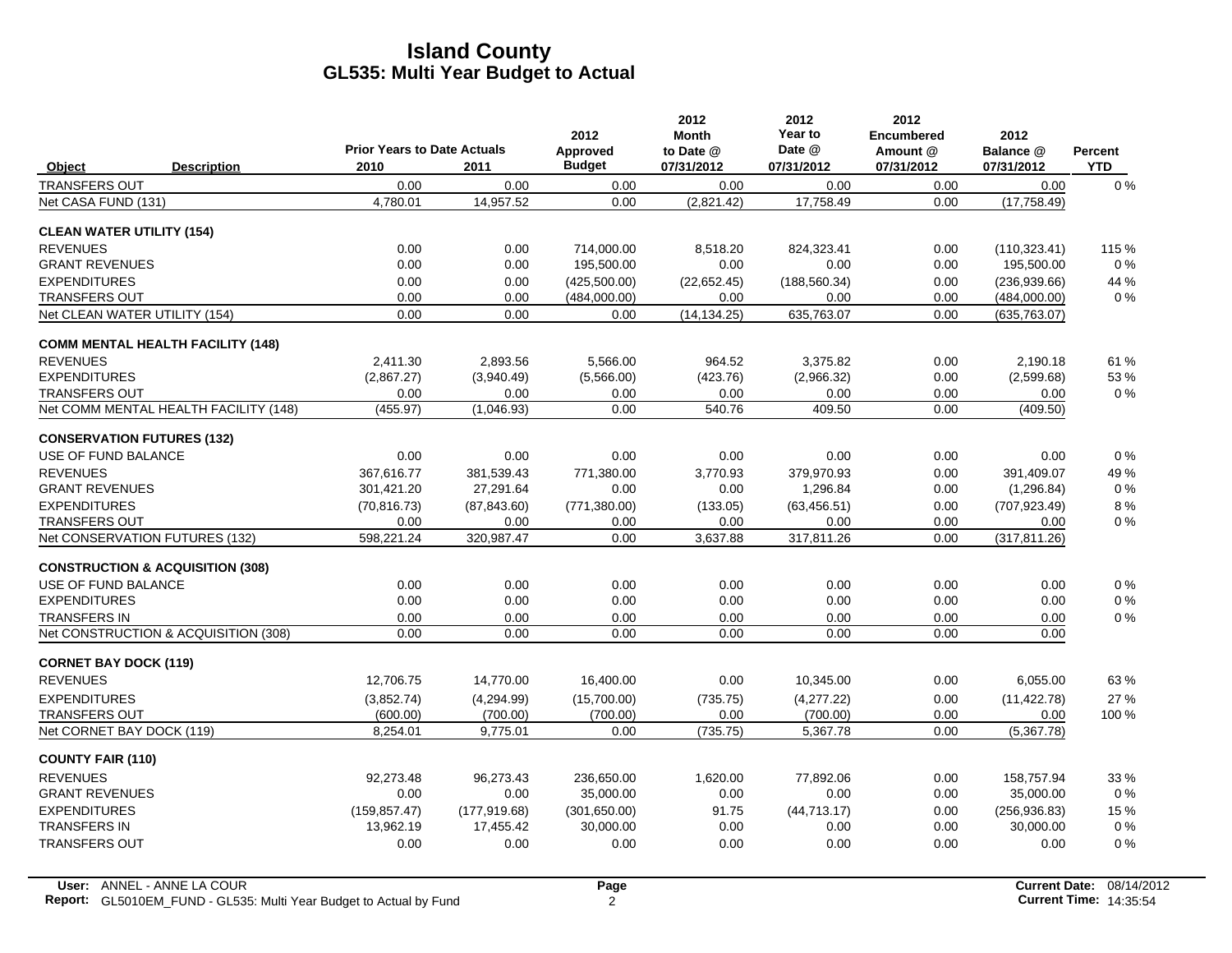# Island County
## GL535: Multi Year Budget to Actual

| Object | Description | Prior Years to Date Actuals 2010 | 2011 | 2012 Approved Budget | 2012 Month to Date @ 07/31/2012 | 2012 Year to Date @ 07/31/2012 | 2012 Encumbered Amount @ 07/31/2012 | 2012 Balance @ 07/31/2012 | Percent YTD |
|---|---|---|---|---|---|---|---|---|---|
| TRANSFERS OUT | | 0.00 | 0.00 | 0.00 | 0.00 | 0.00 | 0.00 | 0.00 | 0 % |
| Net CASA FUND (131) | | 4,780.01 | 14,957.52 | 0.00 | (2,821.42) | 17,758.49 | 0.00 | (17,758.49) | |
| **CLEAN WATER UTILITY (154)** | | | | | | | | | |
| REVENUES | | 0.00 | 0.00 | 714,000.00 | 8,518.20 | 824,323.41 | 0.00 | (110,323.41) | 115 % |
| GRANT REVENUES | | 0.00 | 0.00 | 195,500.00 | 0.00 | 0.00 | 0.00 | 195,500.00 | 0 % |
| EXPENDITURES | | 0.00 | 0.00 | (425,500.00) | (22,652.45) | (188,560.34) | 0.00 | (236,939.66) | 44 % |
| TRANSFERS OUT | | 0.00 | 0.00 | (484,000.00) | 0.00 | 0.00 | 0.00 | (484,000.00) | 0 % |
| Net CLEAN WATER UTILITY (154) | | 0.00 | 0.00 | 0.00 | (14,134.25) | 635,763.07 | 0.00 | (635,763.07) | |
| **COMM MENTAL HEALTH FACILITY (148)** | | | | | | | | | |
| REVENUES | | 2,411.30 | 2,893.56 | 5,566.00 | 964.52 | 3,375.82 | 0.00 | 2,190.18 | 61 % |
| EXPENDITURES | | (2,867.27) | (3,940.49) | (5,566.00) | (423.76) | (2,966.32) | 0.00 | (2,599.68) | 53 % |
| TRANSFERS OUT | | 0.00 | 0.00 | 0.00 | 0.00 | 0.00 | 0.00 | 0.00 | 0 % |
| Net COMM MENTAL HEALTH FACILITY (148) | | (455.97) | (1,046.93) | 0.00 | 540.76 | 409.50 | 0.00 | (409.50) | |
| **CONSERVATION FUTURES (132)** | | | | | | | | | |
| USE OF FUND BALANCE | | 0.00 | 0.00 | 0.00 | 0.00 | 0.00 | 0.00 | 0.00 | 0 % |
| REVENUES | | 367,616.77 | 381,539.43 | 771,380.00 | 3,770.93 | 379,970.93 | 0.00 | 391,409.07 | 49 % |
| GRANT REVENUES | | 301,421.20 | 27,291.64 | 0.00 | 0.00 | 1,296.84 | 0.00 | (1,296.84) | 0 % |
| EXPENDITURES | | (70,816.73) | (87,843.60) | (771,380.00) | (133.05) | (63,456.51) | 0.00 | (707,923.49) | 8 % |
| TRANSFERS OUT | | 0.00 | 0.00 | 0.00 | 0.00 | 0.00 | 0.00 | 0.00 | 0 % |
| Net CONSERVATION FUTURES (132) | | 598,221.24 | 320,987.47 | 0.00 | 3,637.88 | 317,811.26 | 0.00 | (317,811.26) | |
| **CONSTRUCTION & ACQUISITION (308)** | | | | | | | | | |
| USE OF FUND BALANCE | | 0.00 | 0.00 | 0.00 | 0.00 | 0.00 | 0.00 | 0.00 | 0 % |
| EXPENDITURES | | 0.00 | 0.00 | 0.00 | 0.00 | 0.00 | 0.00 | 0.00 | 0 % |
| TRANSFERS IN | | 0.00 | 0.00 | 0.00 | 0.00 | 0.00 | 0.00 | 0.00 | 0 % |
| Net CONSTRUCTION & ACQUISITION (308) | | 0.00 | 0.00 | 0.00 | 0.00 | 0.00 | 0.00 | 0.00 | |
| **CORNET BAY DOCK (119)** | | | | | | | | | |
| REVENUES | | 12,706.75 | 14,770.00 | 16,400.00 | 0.00 | 10,345.00 | 0.00 | 6,055.00 | 63 % |
| EXPENDITURES | | (3,852.74) | (4,294.99) | (15,700.00) | (735.75) | (4,277.22) | 0.00 | (11,422.78) | 27 % |
| TRANSFERS OUT | | (600.00) | (700.00) | (700.00) | 0.00 | (700.00) | 0.00 | 0.00 | 100 % |
| Net CORNET BAY DOCK (119) | | 8,254.01 | 9,775.01 | 0.00 | (735.75) | 5,367.78 | 0.00 | (5,367.78) | |
| **COUNTY FAIR (110)** | | | | | | | | | |
| REVENUES | | 92,273.48 | 96,273.43 | 236,650.00 | 1,620.00 | 77,892.06 | 0.00 | 158,757.94 | 33 % |
| GRANT REVENUES | | 0.00 | 0.00 | 35,000.00 | 0.00 | 0.00 | 0.00 | 35,000.00 | 0 % |
| EXPENDITURES | | (159,857.47) | (177,919.68) | (301,650.00) | 91.75 | (44,713.17) | 0.00 | (256,936.83) | 15 % |
| TRANSFERS IN | | 13,962.19 | 17,455.42 | 30,000.00 | 0.00 | 0.00 | 0.00 | 30,000.00 | 0 % |
| TRANSFERS OUT | | 0.00 | 0.00 | 0.00 | 0.00 | 0.00 | 0.00 | 0.00 | 0 % |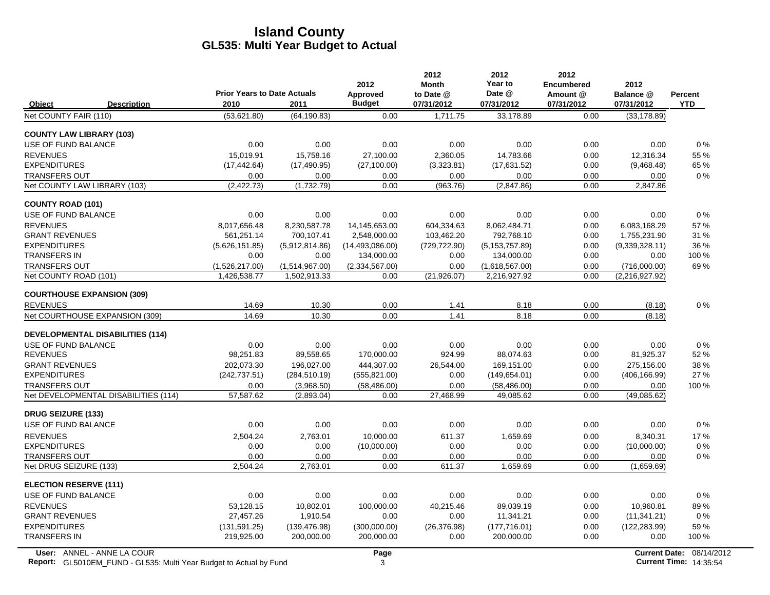# Island County
## GL535: Multi Year Budget to Actual

| Object | Description | Prior Years to Date Actuals 2010 | 2011 | 2012 Approved Budget | 2012 Month to Date @ 07/31/2012 | 2012 Year to Date @ 07/31/2012 | 2012 Encumbered Amount @ 07/31/2012 | 2012 Balance @ 07/31/2012 | Percent YTD |
|---|---|---|---|---|---|---|---|---|---|
| Net COUNTY FAIR (110) | | (53,621.80) | (64,190.83) | 0.00 | 1,711.75 | 33,178.89 | 0.00 | (33,178.89) | |
| **COUNTY LAW LIBRARY (103)** | | | | | | | | | |
| USE OF FUND BALANCE | | 0.00 | 0.00 | 0.00 | 0.00 | 0.00 | 0.00 | 0.00 | 0 % |
| REVENUES | | 15,019.91 | 15,758.16 | 27,100.00 | 2,360.05 | 14,783.66 | 0.00 | 12,316.34 | 55 % |
| EXPENDITURES | | (17,442.64) | (17,490.95) | (27,100.00) | (3,323.81) | (17,631.52) | 0.00 | (9,468.48) | 65 % |
| TRANSFERS OUT | | 0.00 | 0.00 | 0.00 | 0.00 | 0.00 | 0.00 | 0.00 | 0 % |
| Net COUNTY LAW LIBRARY (103) | | (2,422.73) | (1,732.79) | 0.00 | (963.76) | (2,847.86) | 0.00 | 2,847.86 | |
| **COUNTY ROAD (101)** | | | | | | | | | |
| USE OF FUND BALANCE | | 0.00 | 0.00 | 0.00 | 0.00 | 0.00 | 0.00 | 0.00 | 0 % |
| REVENUES | | 8,017,656.48 | 8,230,587.78 | 14,145,653.00 | 604,334.63 | 8,062,484.71 | 0.00 | 6,083,168.29 | 57 % |
| GRANT REVENUES | | 561,251.14 | 700,107.41 | 2,548,000.00 | 103,462.20 | 792,768.10 | 0.00 | 1,755,231.90 | 31 % |
| EXPENDITURES | | (5,626,151.85) | (5,912,814.86) | (14,493,086.00) | (729,722.90) | (5,153,757.89) | 0.00 | (9,339,328.11) | 36 % |
| TRANSFERS IN | | 0.00 | 0.00 | 134,000.00 | 0.00 | 134,000.00 | 0.00 | 0.00 | 100 % |
| TRANSFERS OUT | | (1,526,217.00) | (1,514,967.00) | (2,334,567.00) | 0.00 | (1,618,567.00) | 0.00 | (716,000.00) | 69 % |
| Net COUNTY ROAD (101) | | 1,426,538.77 | 1,502,913.33 | 0.00 | (21,926.07) | 2,216,927.92 | 0.00 | (2,216,927.92) | |
| **COURTHOUSE EXPANSION (309)** | | | | | | | | | |
| REVENUES | | 14.69 | 10.30 | 0.00 | 1.41 | 8.18 | 0.00 | (8.18) | 0 % |
| Net COURTHOUSE EXPANSION (309) | | 14.69 | 10.30 | 0.00 | 1.41 | 8.18 | 0.00 | (8.18) | |
| **DEVELOPMENTAL DISABILITIES (114)** | | | | | | | | | |
| USE OF FUND BALANCE | | 0.00 | 0.00 | 0.00 | 0.00 | 0.00 | 0.00 | 0.00 | 0 % |
| REVENUES | | 98,251.83 | 89,558.65 | 170,000.00 | 924.99 | 88,074.63 | 0.00 | 81,925.37 | 52 % |
| GRANT REVENUES | | 202,073.30 | 196,027.00 | 444,307.00 | 26,544.00 | 169,151.00 | 0.00 | 275,156.00 | 38 % |
| EXPENDITURES | | (242,737.51) | (284,510.19) | (555,821.00) | 0.00 | (149,654.01) | 0.00 | (406,166.99) | 27 % |
| TRANSFERS OUT | | 0.00 | (3,968.50) | (58,486.00) | 0.00 | (58,486.00) | 0.00 | 0.00 | 100 % |
| Net DEVELOPMENTAL DISABILITIES (114) | | 57,587.62 | (2,893.04) | 0.00 | 27,468.99 | 49,085.62 | 0.00 | (49,085.62) | |
| **DRUG SEIZURE (133)** | | | | | | | | | |
| USE OF FUND BALANCE | | 0.00 | 0.00 | 0.00 | 0.00 | 0.00 | 0.00 | 0.00 | 0 % |
| REVENUES | | 2,504.24 | 2,763.01 | 10,000.00 | 611.37 | 1,659.69 | 0.00 | 8,340.31 | 17 % |
| EXPENDITURES | | 0.00 | 0.00 | (10,000.00) | 0.00 | 0.00 | 0.00 | (10,000.00) | 0 % |
| TRANSFERS OUT | | 0.00 | 0.00 | 0.00 | 0.00 | 0.00 | 0.00 | 0.00 | 0 % |
| Net DRUG SEIZURE (133) | | 2,504.24 | 2,763.01 | 0.00 | 611.37 | 1,659.69 | 0.00 | (1,659.69) | |
| **ELECTION RESERVE (111)** | | | | | | | | | |
| USE OF FUND BALANCE | | 0.00 | 0.00 | 0.00 | 0.00 | 0.00 | 0.00 | 0.00 | 0 % |
| REVENUES | | 53,128.15 | 10,802.01 | 100,000.00 | 40,215.46 | 89,039.19 | 0.00 | 10,960.81 | 89 % |
| GRANT REVENUES | | 27,457.26 | 1,910.54 | 0.00 | 0.00 | 11,341.21 | 0.00 | (11,341.21) | 0 % |
| EXPENDITURES | | (131,591.25) | (139,476.98) | (300,000.00) | (26,376.98) | (177,716.01) | 0.00 | (122,283.99) | 59 % |
| TRANSFERS IN | | 219,925.00 | 200,000.00 | 200,000.00 | 0.00 | 200,000.00 | 0.00 | 0.00 | 100 % |

User: ANNEL - ANNE LA COUR
Report: GL5010EM_FUND - GL535: Multi Year Budget to Actual by Fund
Current Date: 08/14/2012
Current Time: 14:35:54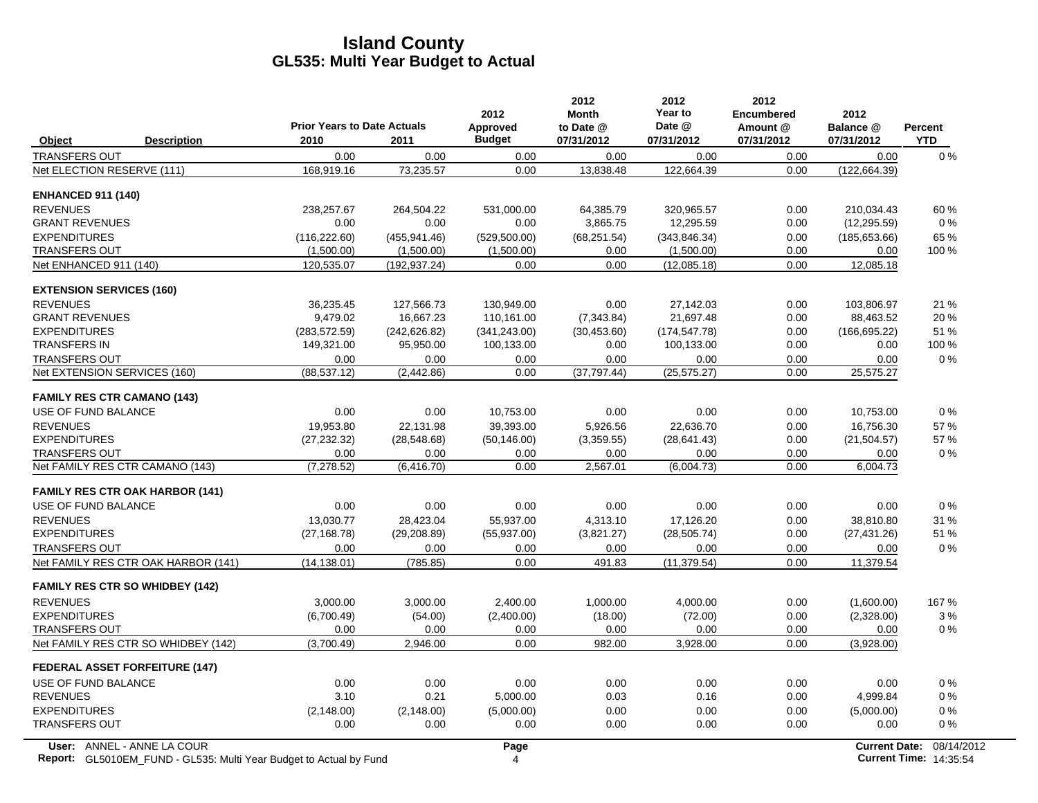# Island County
## GL535: Multi Year Budget to Actual

| Object | Description | Prior Years to Date Actuals 2010 | 2011 | 2012 Approved Budget | 2012 Month to Date @ 07/31/2012 | 2012 Year to Date @ 07/31/2012 | 2012 Encumbered Amount @ 07/31/2012 | 2012 Balance @ 07/31/2012 | Percent YTD |
|---|---|---|---|---|---|---|---|---|---|
| TRANSFERS OUT | | 0.00 | 0.00 | 0.00 | 0.00 | 0.00 | 0.00 | 0.00 | 0 % |
| Net ELECTION RESERVE (111) | | 168,919.16 | 73,235.57 | 0.00 | 13,838.48 | 122,664.39 | 0.00 | (122,664.39) | |
| **ENHANCED 911 (140)** | | | | | | | | | |
| REVENUES | | 238,257.67 | 264,504.22 | 531,000.00 | 64,385.79 | 320,965.57 | 0.00 | 210,034.43 | 60 % |
| GRANT REVENUES | | 0.00 | 0.00 | 0.00 | 3,865.75 | 12,295.59 | 0.00 | (12,295.59) | 0 % |
| EXPENDITURES | | (116,222.60) | (455,941.46) | (529,500.00) | (68,251.54) | (343,846.34) | 0.00 | (185,653.66) | 65 % |
| TRANSFERS OUT | | (1,500.00) | (1,500.00) | (1,500.00) | 0.00 | (1,500.00) | 0.00 | 0.00 | 100 % |
| Net ENHANCED 911 (140) | | 120,535.07 | (192,937.24) | 0.00 | 0.00 | (12,085.18) | 0.00 | 12,085.18 | |
| **EXTENSION SERVICES (160)** | | | | | | | | | |
| REVENUES | | 36,235.45 | 127,566.73 | 130,949.00 | 0.00 | 27,142.03 | 0.00 | 103,806.97 | 21 % |
| GRANT REVENUES | | 9,479.02 | 16,667.23 | 110,161.00 | (7,343.84) | 21,697.48 | 0.00 | 88,463.52 | 20 % |
| EXPENDITURES | | (283,572.59) | (242,626.82) | (341,243.00) | (30,453.60) | (174,547.78) | 0.00 | (166,695.22) | 51 % |
| TRANSFERS IN | | 149,321.00 | 95,950.00 | 100,133.00 | 0.00 | 100,133.00 | 0.00 | 0.00 | 100 % |
| TRANSFERS OUT | | 0.00 | 0.00 | 0.00 | 0.00 | 0.00 | 0.00 | 0.00 | 0 % |
| Net EXTENSION SERVICES (160) | | (88,537.12) | (2,442.86) | 0.00 | (37,797.44) | (25,575.27) | 0.00 | 25,575.27 | |
| **FAMILY RES CTR CAMANO (143)** | | | | | | | | | |
| USE OF FUND BALANCE | | 0.00 | 0.00 | 10,753.00 | 0.00 | 0.00 | 0.00 | 10,753.00 | 0 % |
| REVENUES | | 19,953.80 | 22,131.98 | 39,393.00 | 5,926.56 | 22,636.70 | 0.00 | 16,756.30 | 57 % |
| EXPENDITURES | | (27,232.32) | (28,548.68) | (50,146.00) | (3,359.55) | (28,641.43) | 0.00 | (21,504.57) | 57 % |
| TRANSFERS OUT | | 0.00 | 0.00 | 0.00 | 0.00 | 0.00 | 0.00 | 0.00 | 0 % |
| Net FAMILY RES CTR CAMANO (143) | | (7,278.52) | (6,416.70) | 0.00 | 2,567.01 | (6,004.73) | 0.00 | 6,004.73 | |
| **FAMILY RES CTR OAK HARBOR (141)** | | | | | | | | | |
| USE OF FUND BALANCE | | 0.00 | 0.00 | 0.00 | 0.00 | 0.00 | 0.00 | 0.00 | 0 % |
| REVENUES | | 13,030.77 | 28,423.04 | 55,937.00 | 4,313.10 | 17,126.20 | 0.00 | 38,810.80 | 31 % |
| EXPENDITURES | | (27,168.78) | (29,208.89) | (55,937.00) | (3,821.27) | (28,505.74) | 0.00 | (27,431.26) | 51 % |
| TRANSFERS OUT | | 0.00 | 0.00 | 0.00 | 0.00 | 0.00 | 0.00 | 0.00 | 0 % |
| Net FAMILY RES CTR OAK HARBOR (141) | | (14,138.01) | (785.85) | 0.00 | 491.83 | (11,379.54) | 0.00 | 11,379.54 | |
| **FAMILY RES CTR SO WHIDBEY (142)** | | | | | | | | | |
| REVENUES | | 3,000.00 | 3,000.00 | 2,400.00 | 1,000.00 | 4,000.00 | 0.00 | (1,600.00) | 167 % |
| EXPENDITURES | | (6,700.49) | (54.00) | (2,400.00) | (18.00) | (72.00) | 0.00 | (2,328.00) | 3 % |
| TRANSFERS OUT | | 0.00 | 0.00 | 0.00 | 0.00 | 0.00 | 0.00 | 0.00 | 0 % |
| Net FAMILY RES CTR SO WHIDBEY (142) | | (3,700.49) | 2,946.00 | 0.00 | 982.00 | 3,928.00 | 0.00 | (3,928.00) | |
| **FEDERAL ASSET FORFEITURE (147)** | | | | | | | | | |
| USE OF FUND BALANCE | | 0.00 | 0.00 | 0.00 | 0.00 | 0.00 | 0.00 | 0.00 | 0 % |
| REVENUES | | 3.10 | 0.21 | 5,000.00 | 0.03 | 0.16 | 0.00 | 4,999.84 | 0 % |
| EXPENDITURES | | (2,148.00) | (2,148.00) | (5,000.00) | 0.00 | 0.00 | 0.00 | (5,000.00) | 0 % |
| TRANSFERS OUT | | 0.00 | 0.00 | 0.00 | 0.00 | 0.00 | 0.00 | 0.00 | 0 % |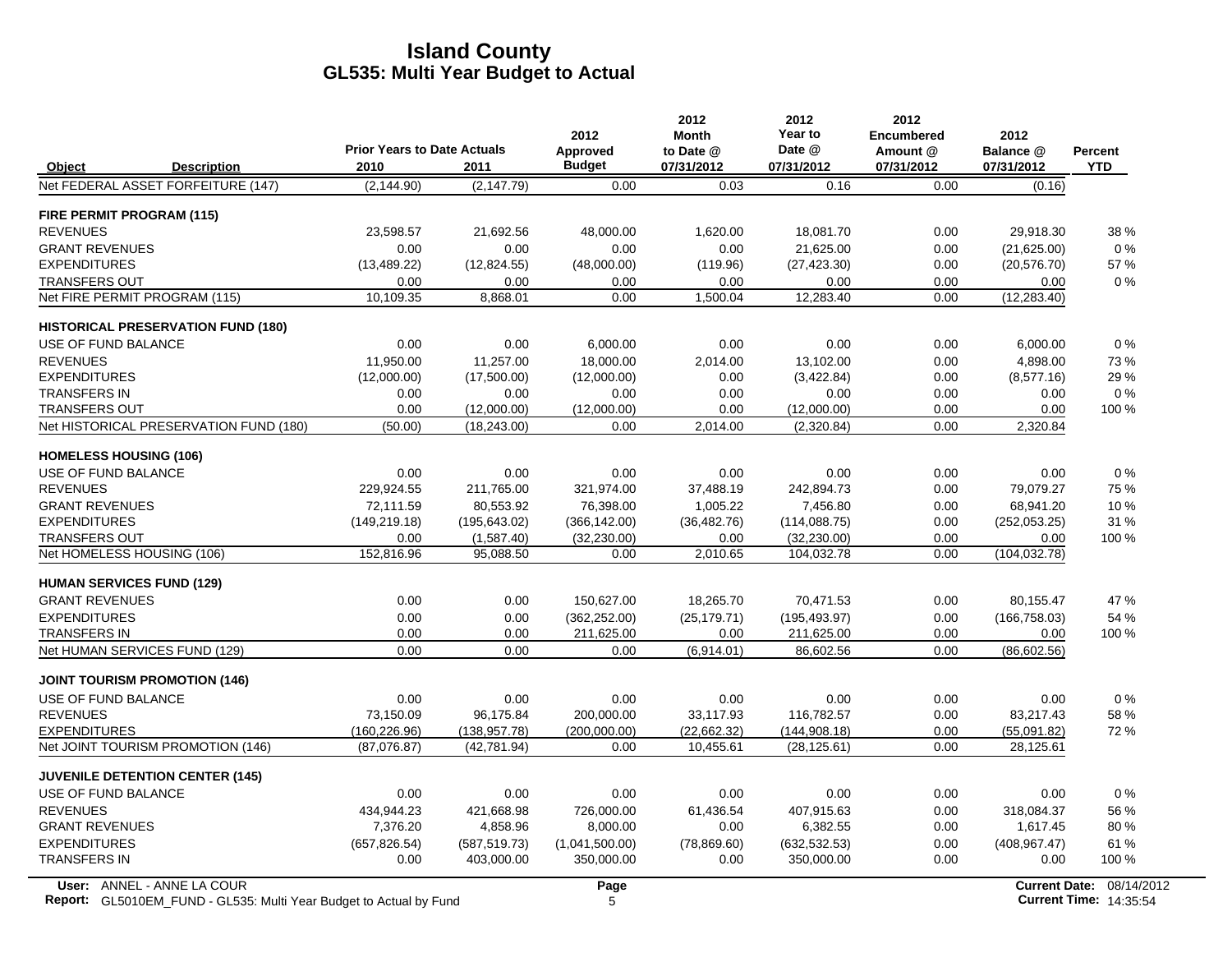# Island County
## GL535: Multi Year Budget to Actual

| Object | Description | Prior Years to Date Actuals 2010 | 2011 | 2012 Approved Budget | 2012 Month to Date @ 07/31/2012 | 2012 Year to Date @ 07/31/2012 | 2012 Encumbered Amount @ 07/31/2012 | 2012 Balance @ 07/31/2012 | Percent YTD |
|---|---|---|---|---|---|---|---|---|---|
| Net FEDERAL ASSET FORFEITURE (147) | | (2,144.90) | (2,147.79) | 0.00 | 0.03 | 0.16 | 0.00 | (0.16) | |
| **FIRE PERMIT PROGRAM (115)** | | | | | | | | | |
| REVENUES | | 23,598.57 | 21,692.56 | 48,000.00 | 1,620.00 | 18,081.70 | 0.00 | 29,918.30 | 38 % |
| GRANT REVENUES | | 0.00 | 0.00 | 0.00 | 0.00 | 21,625.00 | 0.00 | (21,625.00) | 0 % |
| EXPENDITURES | | (13,489.22) | (12,824.55) | (48,000.00) | (119.96) | (27,423.30) | 0.00 | (20,576.70) | 57 % |
| TRANSFERS OUT | | 0.00 | 0.00 | 0.00 | 0.00 | 0.00 | 0.00 | 0.00 | 0 % |
| Net FIRE PERMIT PROGRAM (115) | | 10,109.35 | 8,868.01 | 0.00 | 1,500.04 | 12,283.40 | 0.00 | (12,283.40) | |
| **HISTORICAL PRESERVATION FUND (180)** | | | | | | | | | |
| USE OF FUND BALANCE | | 0.00 | 0.00 | 6,000.00 | 0.00 | 0.00 | 0.00 | 6,000.00 | 0 % |
| REVENUES | | 11,950.00 | 11,257.00 | 18,000.00 | 2,014.00 | 13,102.00 | 0.00 | 4,898.00 | 73 % |
| EXPENDITURES | | (12,000.00) | (17,500.00) | (12,000.00) | 0.00 | (3,422.84) | 0.00 | (8,577.16) | 29 % |
| TRANSFERS IN | | 0.00 | 0.00 | 0.00 | 0.00 | 0.00 | 0.00 | 0.00 | 0 % |
| TRANSFERS OUT | | 0.00 | (12,000.00) | (12,000.00) | 0.00 | (12,000.00) | 0.00 | 0.00 | 100 % |
| Net HISTORICAL PRESERVATION FUND (180) | | (50.00) | (18,243.00) | 0.00 | 2,014.00 | (2,320.84) | 0.00 | 2,320.84 | |
| **HOMELESS HOUSING (106)** | | | | | | | | | |
| USE OF FUND BALANCE | | 0.00 | 0.00 | 0.00 | 0.00 | 0.00 | 0.00 | 0.00 | 0 % |
| REVENUES | | 229,924.55 | 211,765.00 | 321,974.00 | 37,488.19 | 242,894.73 | 0.00 | 79,079.27 | 75 % |
| GRANT REVENUES | | 72,111.59 | 80,553.92 | 76,398.00 | 1,005.22 | 7,456.80 | 0.00 | 68,941.20 | 10 % |
| EXPENDITURES | | (149,219.18) | (195,643.02) | (366,142.00) | (36,482.76) | (114,088.75) | 0.00 | (252,053.25) | 31 % |
| TRANSFERS OUT | | 0.00 | (1,587.40) | (32,230.00) | 0.00 | (32,230.00) | 0.00 | 0.00 | 100 % |
| Net HOMELESS HOUSING (106) | | 152,816.96 | 95,088.50 | 0.00 | 2,010.65 | 104,032.78 | 0.00 | (104,032.78) | |
| **HUMAN SERVICES FUND (129)** | | | | | | | | | |
| GRANT REVENUES | | 0.00 | 0.00 | 150,627.00 | 18,265.70 | 70,471.53 | 0.00 | 80,155.47 | 47 % |
| EXPENDITURES | | 0.00 | 0.00 | (362,252.00) | (25,179.71) | (195,493.97) | 0.00 | (166,758.03) | 54 % |
| TRANSFERS IN | | 0.00 | 0.00 | 211,625.00 | 0.00 | 211,625.00 | 0.00 | 0.00 | 100 % |
| Net HUMAN SERVICES FUND (129) | | 0.00 | 0.00 | 0.00 | (6,914.01) | 86,602.56 | 0.00 | (86,602.56) | |
| **JOINT TOURISM PROMOTION (146)** | | | | | | | | | |
| USE OF FUND BALANCE | | 0.00 | 0.00 | 0.00 | 0.00 | 0.00 | 0.00 | 0.00 | 0 % |
| REVENUES | | 73,150.09 | 96,175.84 | 200,000.00 | 33,117.93 | 116,782.57 | 0.00 | 83,217.43 | 58 % |
| EXPENDITURES | | (160,226.96) | (138,957.78) | (200,000.00) | (22,662.32) | (144,908.18) | 0.00 | (55,091.82) | 72 % |
| Net JOINT TOURISM PROMOTION (146) | | (87,076.87) | (42,781.94) | 0.00 | 10,455.61 | (28,125.61) | 0.00 | 28,125.61 | |
| **JUVENILE DETENTION CENTER (145)** | | | | | | | | | |
| USE OF FUND BALANCE | | 0.00 | 0.00 | 0.00 | 0.00 | 0.00 | 0.00 | 0.00 | 0 % |
| REVENUES | | 434,944.23 | 421,668.98 | 726,000.00 | 61,436.54 | 407,915.63 | 0.00 | 318,084.37 | 56 % |
| GRANT REVENUES | | 7,376.20 | 4,858.96 | 8,000.00 | 0.00 | 6,382.55 | 0.00 | 1,617.45 | 80 % |
| EXPENDITURES | | (657,826.54) | (587,519.73) | (1,041,500.00) | (78,869.60) | (632,532.53) | 0.00 | (408,967.47) | 61 % |
| TRANSFERS IN | | 0.00 | 403,000.00 | 350,000.00 | 0.00 | 350,000.00 | 0.00 | 0.00 | 100 % |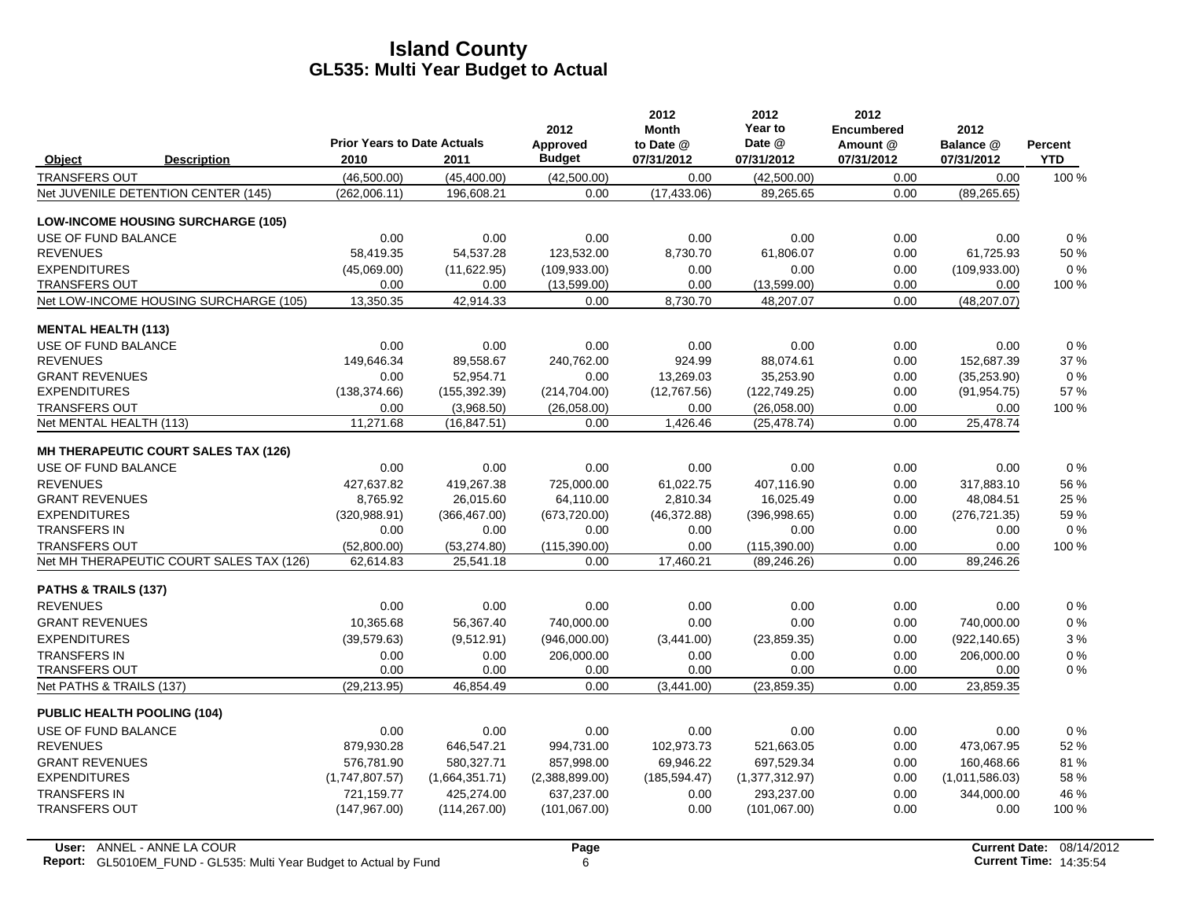# Island County
## GL535: Multi Year Budget to Actual

| Object | Description | Prior Years to Date Actuals 2010 | 2011 | 2012 Approved Budget | 2012 Month to Date @ 07/31/2012 | 2012 Year to Date @ 07/31/2012 | 2012 Encumbered Amount @ 07/31/2012 | 2012 Balance @ 07/31/2012 | Percent YTD |
|---|---|---|---|---|---|---|---|---|---|
| TRANSFERS OUT | | (46,500.00) | (45,400.00) | (42,500.00) | 0.00 | (42,500.00) | 0.00 | 0.00 | 100 % |
| Net JUVENILE DETENTION CENTER (145) | | (262,006.11) | 196,608.21 | 0.00 | (17,433.06) | 89,265.65 | 0.00 | (89,265.65) | |
| **LOW-INCOME HOUSING SURCHARGE (105)** | | | | | | | | | |
| USE OF FUND BALANCE | | 0.00 | 0.00 | 0.00 | 0.00 | 0.00 | 0.00 | 0.00 | 0 % |
| REVENUES | | 58,419.35 | 54,537.28 | 123,532.00 | 8,730.70 | 61,806.07 | 0.00 | 61,725.93 | 50 % |
| EXPENDITURES | | (45,069.00) | (11,622.95) | (109,933.00) | 0.00 | 0.00 | 0.00 | (109,933.00) | 0 % |
| TRANSFERS OUT | | 0.00 | 0.00 | (13,599.00) | 0.00 | (13,599.00) | 0.00 | 0.00 | 100 % |
| Net LOW-INCOME HOUSING SURCHARGE (105) | | 13,350.35 | 42,914.33 | 0.00 | 8,730.70 | 48,207.07 | 0.00 | (48,207.07) | |
| **MENTAL HEALTH (113)** | | | | | | | | | |
| USE OF FUND BALANCE | | 0.00 | 0.00 | 0.00 | 0.00 | 0.00 | 0.00 | 0.00 | 0 % |
| REVENUES | | 149,646.34 | 89,558.67 | 240,762.00 | 924.99 | 88,074.61 | 0.00 | 152,687.39 | 37 % |
| GRANT REVENUES | | 0.00 | 52,954.71 | 0.00 | 13,269.03 | 35,253.90 | 0.00 | (35,253.90) | 0 % |
| EXPENDITURES | | (138,374.66) | (155,392.39) | (214,704.00) | (12,767.56) | (122,749.25) | 0.00 | (91,954.75) | 57 % |
| TRANSFERS OUT | | 0.00 | (3,968.50) | (26,058.00) | 0.00 | (26,058.00) | 0.00 | 0.00 | 100 % |
| Net MENTAL HEALTH (113) | | 11,271.68 | (16,847.51) | 0.00 | 1,426.46 | (25,478.74) | 0.00 | 25,478.74 | |
| **MH THERAPEUTIC COURT SALES TAX (126)** | | | | | | | | | |
| USE OF FUND BALANCE | | 0.00 | 0.00 | 0.00 | 0.00 | 0.00 | 0.00 | 0.00 | 0 % |
| REVENUES | | 427,637.82 | 419,267.38 | 725,000.00 | 61,022.75 | 407,116.90 | 0.00 | 317,883.10 | 56 % |
| GRANT REVENUES | | 8,765.92 | 26,015.60 | 64,110.00 | 2,810.34 | 16,025.49 | 0.00 | 48,084.51 | 25 % |
| EXPENDITURES | | (320,988.91) | (366,467.00) | (673,720.00) | (46,372.88) | (396,998.65) | 0.00 | (276,721.35) | 59 % |
| TRANSFERS IN | | 0.00 | 0.00 | 0.00 | 0.00 | 0.00 | 0.00 | 0.00 | 0 % |
| TRANSFERS OUT | | (52,800.00) | (53,274.80) | (115,390.00) | 0.00 | (115,390.00) | 0.00 | 0.00 | 100 % |
| Net MH THERAPEUTIC COURT SALES TAX (126) | | 62,614.83 | 25,541.18 | 0.00 | 17,460.21 | (89,246.26) | 0.00 | 89,246.26 | |
| **PATHS & TRAILS (137)** | | | | | | | | | |
| REVENUES | | 0.00 | 0.00 | 0.00 | 0.00 | 0.00 | 0.00 | 0.00 | 0 % |
| GRANT REVENUES | | 10,365.68 | 56,367.40 | 740,000.00 | 0.00 | 0.00 | 0.00 | 740,000.00 | 0 % |
| EXPENDITURES | | (39,579.63) | (9,512.91) | (946,000.00) | (3,441.00) | (23,859.35) | 0.00 | (922,140.65) | 3 % |
| TRANSFERS IN | | 0.00 | 0.00 | 206,000.00 | 0.00 | 0.00 | 0.00 | 206,000.00 | 0 % |
| TRANSFERS OUT | | 0.00 | 0.00 | 0.00 | 0.00 | 0.00 | 0.00 | 0.00 | 0 % |
| Net PATHS & TRAILS (137) | | (29,213.95) | 46,854.49 | 0.00 | (3,441.00) | (23,859.35) | 0.00 | 23,859.35 | |
| **PUBLIC HEALTH POOLING (104)** | | | | | | | | | |
| USE OF FUND BALANCE | | 0.00 | 0.00 | 0.00 | 0.00 | 0.00 | 0.00 | 0.00 | 0 % |
| REVENUES | | 879,930.28 | 646,547.21 | 994,731.00 | 102,973.73 | 521,663.05 | 0.00 | 473,067.95 | 52 % |
| GRANT REVENUES | | 576,781.90 | 580,327.71 | 857,998.00 | 69,946.22 | 697,529.34 | 0.00 | 160,468.66 | 81 % |
| EXPENDITURES | | (1,747,807.57) | (1,664,351.71) | (2,388,899.00) | (185,594.47) | (1,377,312.97) | 0.00 | (1,011,586.03) | 58 % |
| TRANSFERS IN | | 721,159.77 | 425,274.00 | 637,237.00 | 0.00 | 293,237.00 | 0.00 | 344,000.00 | 46 % |
| TRANSFERS OUT | | (147,967.00) | (114,267.00) | (101,067.00) | 0.00 | (101,067.00) | 0.00 | 0.00 | 100 % |

User: ANNEL - ANNE LA COUR
Report: GL5010EM_FUND - GL535: Multi Year Budget to Actual by Fund
Page 6
Current Date: 08/14/2012
Current Time: 14:35:54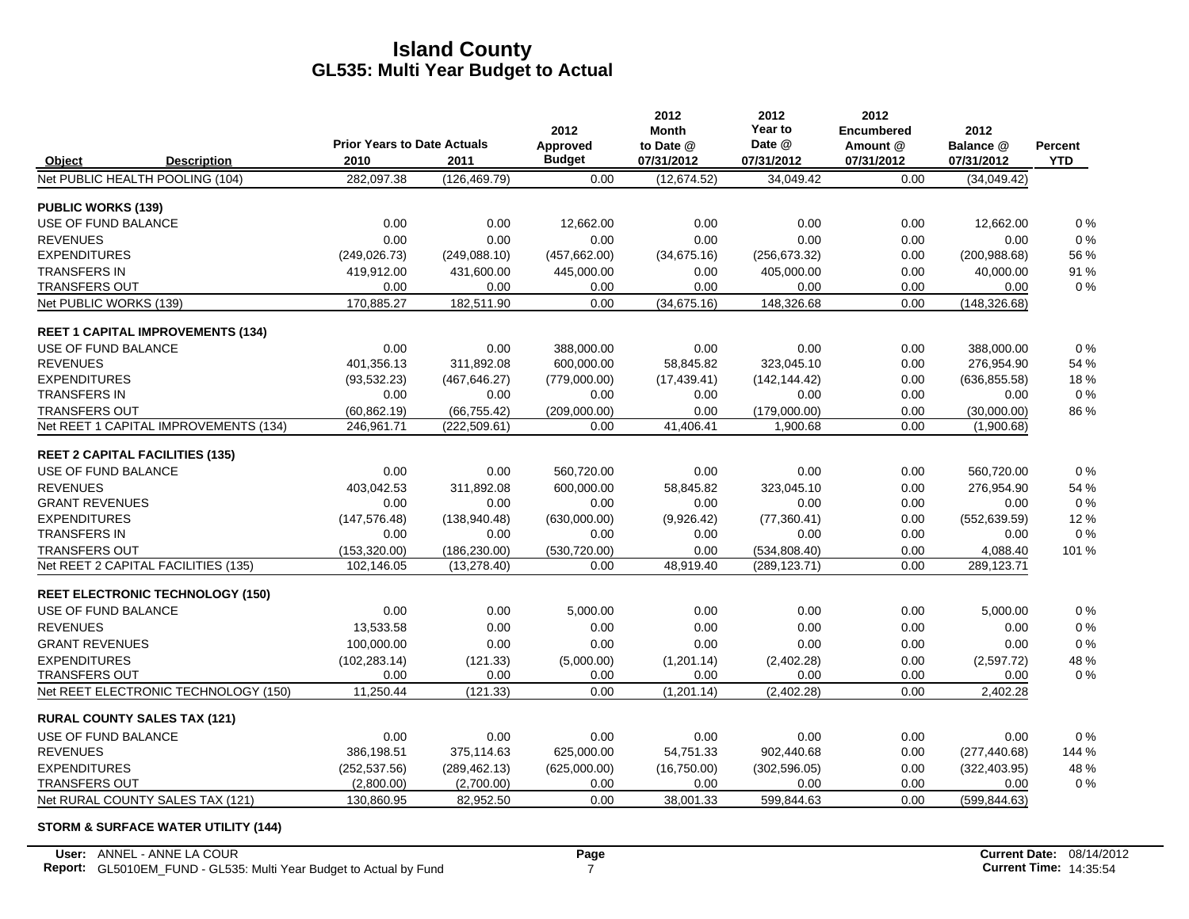# Island County
## GL535: Multi Year Budget to Actual

| Object | Description | Prior Years to Date Actuals 2010 | 2011 | 2012 Approved Budget | 2012 Month to Date @ 07/31/2012 | 2012 Year to Date @ 07/31/2012 | 2012 Encumbered Amount @ 07/31/2012 | 2012 Balance @ 07/31/2012 | Percent YTD |
|---|---|---|---|---|---|---|---|---|---|
| Net PUBLIC HEALTH POOLING (104) | | 282,097.38 | (126,469.79) | 0.00 | (12,674.52) | 34,049.42 | 0.00 | (34,049.42) | |
| **PUBLIC WORKS (139)** | | | | | | | | | |
| USE OF FUND BALANCE | | 0.00 | 0.00 | 12,662.00 | 0.00 | 0.00 | 0.00 | 12,662.00 | 0 % |
| REVENUES | | 0.00 | 0.00 | 0.00 | 0.00 | 0.00 | 0.00 | 0.00 | 0 % |
| EXPENDITURES | | (249,026.73) | (249,088.10) | (457,662.00) | (34,675.16) | (256,673.32) | 0.00 | (200,988.68) | 56 % |
| TRANSFERS IN | | 419,912.00 | 431,600.00 | 445,000.00 | 0.00 | 405,000.00 | 0.00 | 40,000.00 | 91 % |
| TRANSFERS OUT | | 0.00 | 0.00 | 0.00 | 0.00 | 0.00 | 0.00 | 0.00 | 0 % |
| Net PUBLIC WORKS (139) | | 170,885.27 | 182,511.90 | 0.00 | (34,675.16) | 148,326.68 | 0.00 | (148,326.68) | |
| **REET 1 CAPITAL IMPROVEMENTS (134)** | | | | | | | | | |
| USE OF FUND BALANCE | | 0.00 | 0.00 | 388,000.00 | 0.00 | 0.00 | 0.00 | 388,000.00 | 0 % |
| REVENUES | | 401,356.13 | 311,892.08 | 600,000.00 | 58,845.82 | 323,045.10 | 0.00 | 276,954.90 | 54 % |
| EXPENDITURES | | (93,532.23) | (467,646.27) | (779,000.00) | (17,439.41) | (142,144.42) | 0.00 | (636,855.58) | 18 % |
| TRANSFERS IN | | 0.00 | 0.00 | 0.00 | 0.00 | 0.00 | 0.00 | 0.00 | 0 % |
| TRANSFERS OUT | | (60,862.19) | (66,755.42) | (209,000.00) | 0.00 | (179,000.00) | 0.00 | (30,000.00) | 86 % |
| Net REET 1 CAPITAL IMPROVEMENTS (134) | | 246,961.71 | (222,509.61) | 0.00 | 41,406.41 | 1,900.68 | 0.00 | (1,900.68) | |
| **REET 2 CAPITAL FACILITIES (135)** | | | | | | | | | |
| USE OF FUND BALANCE | | 0.00 | 0.00 | 560,720.00 | 0.00 | 0.00 | 0.00 | 560,720.00 | 0 % |
| REVENUES | | 403,042.53 | 311,892.08 | 600,000.00 | 58,845.82 | 323,045.10 | 0.00 | 276,954.90 | 54 % |
| GRANT REVENUES | | 0.00 | 0.00 | 0.00 | 0.00 | 0.00 | 0.00 | 0.00 | 0 % |
| EXPENDITURES | | (147,576.48) | (138,940.48) | (630,000.00) | (9,926.42) | (77,360.41) | 0.00 | (552,639.59) | 12 % |
| TRANSFERS IN | | 0.00 | 0.00 | 0.00 | 0.00 | 0.00 | 0.00 | 0.00 | 0 % |
| TRANSFERS OUT | | (153,320.00) | (186,230.00) | (530,720.00) | 0.00 | (534,808.40) | 0.00 | 4,088.40 | 101 % |
| Net REET 2 CAPITAL FACILITIES (135) | | 102,146.05 | (13,278.40) | 0.00 | 48,919.40 | (289,123.71) | 0.00 | 289,123.71 | |
| **REET ELECTRONIC TECHNOLOGY (150)** | | | | | | | | | |
| USE OF FUND BALANCE | | 0.00 | 0.00 | 5,000.00 | 0.00 | 0.00 | 0.00 | 5,000.00 | 0 % |
| REVENUES | | 13,533.58 | 0.00 | 0.00 | 0.00 | 0.00 | 0.00 | 0.00 | 0 % |
| GRANT REVENUES | | 100,000.00 | 0.00 | 0.00 | 0.00 | 0.00 | 0.00 | 0.00 | 0 % |
| EXPENDITURES | | (102,283.14) | (121.33) | (5,000.00) | (1,201.14) | (2,402.28) | 0.00 | (2,597.72) | 48 % |
| TRANSFERS OUT | | 0.00 | 0.00 | 0.00 | 0.00 | 0.00 | 0.00 | 0.00 | 0 % |
| Net REET ELECTRONIC TECHNOLOGY (150) | | 11,250.44 | (121.33) | 0.00 | (1,201.14) | (2,402.28) | 0.00 | 2,402.28 | |
| **RURAL COUNTY SALES TAX (121)** | | | | | | | | | |
| USE OF FUND BALANCE | | 0.00 | 0.00 | 0.00 | 0.00 | 0.00 | 0.00 | 0.00 | 0 % |
| REVENUES | | 386,198.51 | 375,114.63 | 625,000.00 | 54,751.33 | 902,440.68 | 0.00 | (277,440.68) | 144 % |
| EXPENDITURES | | (252,537.56) | (289,462.13) | (625,000.00) | (16,750.00) | (302,596.05) | 0.00 | (322,403.95) | 48 % |
| TRANSFERS OUT | | (2,800.00) | (2,700.00) | 0.00 | 0.00 | 0.00 | 0.00 | 0.00 | 0 % |
| Net RURAL COUNTY SALES TAX (121) | | 130,860.95 | 82,952.50 | 0.00 | 38,001.33 | 599,844.63 | 0.00 | (599,844.63) | |
| **STORM & SURFACE WATER UTILITY (144)** | | | | | | | | | |

User: ANNEL - ANNE LA COUR
Report: GL5010EM_FUND - GL535: Multi Year Budget to Actual by Fund
Current Date: 08/14/2012
Current Time: 14:35:54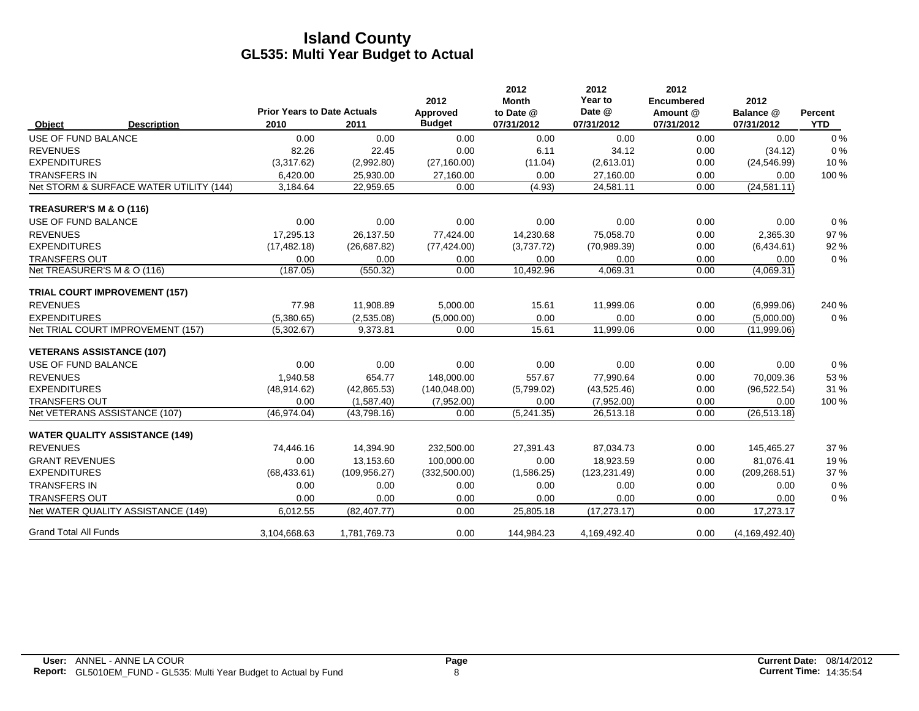# Island County
## GL535: Multi Year Budget to Actual

| Object | Description | Prior Years to Date Actuals 2010 | 2011 | 2012 Approved Budget | 2012 Month to Date @ 07/31/2012 | 2012 Year to Date @ 07/31/2012 | 2012 Encumbered Amount @ 07/31/2012 | 2012 Balance @ 07/31/2012 | Percent YTD |
|---|---|---|---|---|---|---|---|---|---|
| USE OF FUND BALANCE | | 0.00 | 0.00 | 0.00 | 0.00 | 0.00 | 0.00 | 0.00 | 0 % |
| REVENUES | | 82.26 | 22.45 | 0.00 | 6.11 | 34.12 | 0.00 | (34.12) | 0 % |
| EXPENDITURES | | (3,317.62) | (2,992.80) | (27,160.00) | (11.04) | (2,613.01) | 0.00 | (24,546.99) | 10 % |
| TRANSFERS IN | | 6,420.00 | 25,930.00 | 27,160.00 | 0.00 | 27,160.00 | 0.00 | 0.00 | 100 % |
| Net STORM & SURFACE WATER UTILITY (144) | | 3,184.64 | 22,959.65 | 0.00 | (4.93) | 24,581.11 | 0.00 | (24,581.11) | |
| **TREASURER'S M & O (116)** | | | | | | | | | |
| USE OF FUND BALANCE | | 0.00 | 0.00 | 0.00 | 0.00 | 0.00 | 0.00 | 0.00 | 0 % |
| REVENUES | | 17,295.13 | 26,137.50 | 77,424.00 | 14,230.68 | 75,058.70 | 0.00 | 2,365.30 | 97 % |
| EXPENDITURES | | (17,482.18) | (26,687.82) | (77,424.00) | (3,737.72) | (70,989.39) | 0.00 | (6,434.61) | 92 % |
| TRANSFERS OUT | | 0.00 | 0.00 | 0.00 | 0.00 | 0.00 | 0.00 | 0.00 | 0 % |
| Net TREASURER'S M & O (116) | | (187.05) | (550.32) | 0.00 | 10,492.96 | 4,069.31 | 0.00 | (4,069.31) | |
| **TRIAL COURT IMPROVEMENT (157)** | | | | | | | | | |
| REVENUES | | 77.98 | 11,908.89 | 5,000.00 | 15.61 | 11,999.06 | 0.00 | (6,999.06) | 240 % |
| EXPENDITURES | | (5,380.65) | (2,535.08) | (5,000.00) | 0.00 | 0.00 | 0.00 | (5,000.00) | 0 % |
| Net TRIAL COURT IMPROVEMENT (157) | | (5,302.67) | 9,373.81 | 0.00 | 15.61 | 11,999.06 | 0.00 | (11,999.06) | |
| **VETERANS ASSISTANCE (107)** | | | | | | | | | |
| USE OF FUND BALANCE | | 0.00 | 0.00 | 0.00 | 0.00 | 0.00 | 0.00 | 0.00 | 0 % |
| REVENUES | | 1,940.58 | 654.77 | 148,000.00 | 557.67 | 77,990.64 | 0.00 | 70,009.36 | 53 % |
| EXPENDITURES | | (48,914.62) | (42,865.53) | (140,048.00) | (5,799.02) | (43,525.46) | 0.00 | (96,522.54) | 31 % |
| TRANSFERS OUT | | 0.00 | (1,587.40) | (7,952.00) | 0.00 | (7,952.00) | 0.00 | 0.00 | 100 % |
| Net VETERANS ASSISTANCE (107) | | (46,974.04) | (43,798.16) | 0.00 | (5,241.35) | 26,513.18 | 0.00 | (26,513.18) | |
| **WATER QUALITY ASSISTANCE (149)** | | | | | | | | | |
| REVENUES | | 74,446.16 | 14,394.90 | 232,500.00 | 27,391.43 | 87,034.73 | 0.00 | 145,465.27 | 37 % |
| GRANT REVENUES | | 0.00 | 13,153.60 | 100,000.00 | 0.00 | 18,923.59 | 0.00 | 81,076.41 | 19 % |
| EXPENDITURES | | (68,433.61) | (109,956.27) | (332,500.00) | (1,586.25) | (123,231.49) | 0.00 | (209,268.51) | 37 % |
| TRANSFERS IN | | 0.00 | 0.00 | 0.00 | 0.00 | 0.00 | 0.00 | 0.00 | 0 % |
| TRANSFERS OUT | | 0.00 | 0.00 | 0.00 | 0.00 | 0.00 | 0.00 | 0.00 | 0 % |
| Net WATER QUALITY ASSISTANCE (149) | | 6,012.55 | (82,407.77) | 0.00 | 25,805.18 | (17,273.17) | 0.00 | 17,273.17 | |
| Grand Total All Funds | | 3,104,668.63 | 1,781,769.73 | 0.00 | 144,984.23 | 4,169,492.40 | 0.00 | (4,169,492.40) | |

User: ANNEL - ANNE LA COUR
Report: GL5010EM_FUND - GL535: Multi Year Budget to Actual by Fund
Current Date: 08/14/2012
Current Time: 14:35:54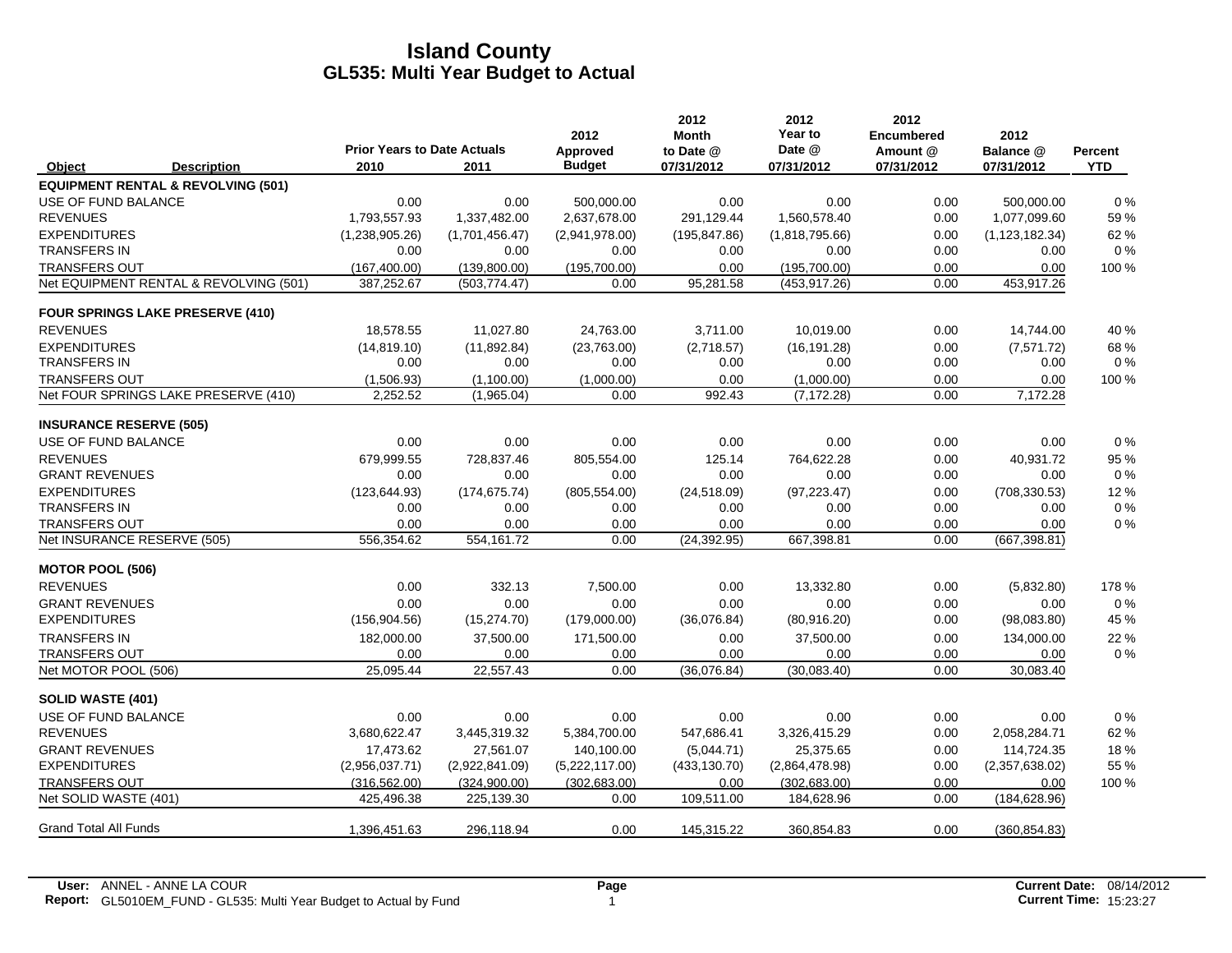# Island County
## GL535: Multi Year Budget to Actual

| Object | Description | Prior Years to Date Actuals 2010 | 2011 | 2012 Approved Budget | 2012 Month to Date @ 07/31/2012 | 2012 Year to Date @ 07/31/2012 | 2012 Encumbered Amount @ 07/31/2012 | 2012 Balance @ 07/31/2012 | Percent YTD |
|---|---|---|---|---|---|---|---|---|---|
| **EQUIPMENT RENTAL & REVOLVING (501)** | | | | | | | | | |
| USE OF FUND BALANCE | | 0.00 | 0.00 | 500,000.00 | 0.00 | 0.00 | 0.00 | 500,000.00 | 0 % |
| REVENUES | | 1,793,557.93 | 1,337,482.00 | 2,637,678.00 | 291,129.44 | 1,560,578.40 | 0.00 | 1,077,099.60 | 59 % |
| EXPENDITURES | | (1,238,905.26) | (1,701,456.47) | (2,941,978.00) | (195,847.86) | (1,818,795.66) | 0.00 | (1,123,182.34) | 62 % |
| TRANSFERS IN | | 0.00 | 0.00 | 0.00 | 0.00 | 0.00 | 0.00 | 0.00 | 0 % |
| TRANSFERS OUT | | (167,400.00) | (139,800.00) | (195,700.00) | 0.00 | (195,700.00) | 0.00 | 0.00 | 100 % |
| Net EQUIPMENT RENTAL & REVOLVING (501) | | 387,252.67 | (503,774.47) | 0.00 | 95,281.58 | (453,917.26) | 0.00 | 453,917.26 | |
| **FOUR SPRINGS LAKE PRESERVE (410)** | | | | | | | | | |
| REVENUES | | 18,578.55 | 11,027.80 | 24,763.00 | 3,711.00 | 10,019.00 | 0.00 | 14,744.00 | 40 % |
| EXPENDITURES | | (14,819.10) | (11,892.84) | (23,763.00) | (2,718.57) | (16,191.28) | 0.00 | (7,571.72) | 68 % |
| TRANSFERS IN | | 0.00 | 0.00 | 0.00 | 0.00 | 0.00 | 0.00 | 0.00 | 0 % |
| TRANSFERS OUT | | (1,506.93) | (1,100.00) | (1,000.00) | 0.00 | (1,000.00) | 0.00 | 0.00 | 100 % |
| Net FOUR SPRINGS LAKE PRESERVE (410) | | 2,252.52 | (1,965.04) | 0.00 | 992.43 | (7,172.28) | 0.00 | 7,172.28 | |
| **INSURANCE RESERVE (505)** | | | | | | | | | |
| USE OF FUND BALANCE | | 0.00 | 0.00 | 0.00 | 0.00 | 0.00 | 0.00 | 0.00 | 0 % |
| REVENUES | | 679,999.55 | 728,837.46 | 805,554.00 | 125.14 | 764,622.28 | 0.00 | 40,931.72 | 95 % |
| GRANT REVENUES | | 0.00 | 0.00 | 0.00 | 0.00 | 0.00 | 0.00 | 0.00 | 0 % |
| EXPENDITURES | | (123,644.93) | (174,675.74) | (805,554.00) | (24,518.09) | (97,223.47) | 0.00 | (708,330.53) | 12 % |
| TRANSFERS IN | | 0.00 | 0.00 | 0.00 | 0.00 | 0.00 | 0.00 | 0.00 | 0 % |
| TRANSFERS OUT | | 0.00 | 0.00 | 0.00 | 0.00 | 0.00 | 0.00 | 0.00 | 0 % |
| Net INSURANCE RESERVE (505) | | 556,354.62 | 554,161.72 | 0.00 | (24,392.95) | 667,398.81 | 0.00 | (667,398.81) | |
| **MOTOR POOL (506)** | | | | | | | | | |
| REVENUES | | 0.00 | 332.13 | 7,500.00 | 0.00 | 13,332.80 | 0.00 | (5,832.80) | 178 % |
| GRANT REVENUES | | 0.00 | 0.00 | 0.00 | 0.00 | 0.00 | 0.00 | 0.00 | 0 % |
| EXPENDITURES | | (156,904.56) | (15,274.70) | (179,000.00) | (36,076.84) | (80,916.20) | 0.00 | (98,083.80) | 45 % |
| TRANSFERS IN | | 182,000.00 | 37,500.00 | 171,500.00 | 0.00 | 37,500.00 | 0.00 | 134,000.00 | 22 % |
| TRANSFERS OUT | | 0.00 | 0.00 | 0.00 | 0.00 | 0.00 | 0.00 | 0.00 | 0 % |
| Net MOTOR POOL (506) | | 25,095.44 | 22,557.43 | 0.00 | (36,076.84) | (30,083.40) | 0.00 | 30,083.40 | |
| **SOLID WASTE (401)** | | | | | | | | | |
| USE OF FUND BALANCE | | 0.00 | 0.00 | 0.00 | 0.00 | 0.00 | 0.00 | 0.00 | 0 % |
| REVENUES | | 3,680,622.47 | 3,445,319.32 | 5,384,700.00 | 547,686.41 | 3,326,415.29 | 0.00 | 2,058,284.71 | 62 % |
| GRANT REVENUES | | 17,473.62 | 27,561.07 | 140,100.00 | (5,044.71) | 25,375.65 | 0.00 | 114,724.35 | 18 % |
| EXPENDITURES | | (2,956,037.71) | (2,922,841.09) | (5,222,117.00) | (433,130.70) | (2,864,478.98) | 0.00 | (2,357,638.02) | 55 % |
| TRANSFERS OUT | | (316,562.00) | (324,900.00) | (302,683.00) | 0.00 | (302,683.00) | 0.00 | 0.00 | 100 % |
| Net SOLID WASTE (401) | | 425,496.38 | 225,139.30 | 0.00 | 109,511.00 | 184,628.96 | 0.00 | (184,628.96) | |
| Grand Total All Funds | | 1,396,451.63 | 296,118.94 | 0.00 | 145,315.22 | 360,854.83 | 0.00 | (360,854.83) | |

**User:** ANNEL - ANNE LA COUR
**Report:** GL5010EM_FUND - GL535: Multi Year Budget to Actual by Fund
**Current Date:** 08/14/2012
**Current Time:** 15:23:27